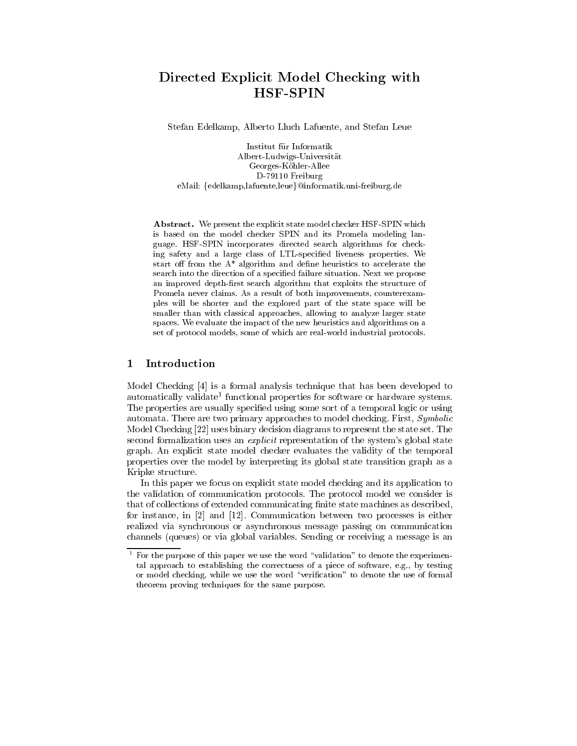# Directed Explicit Model Checking with HSF-SPIN

Stefan Edelkamp, Alberto Lluch Lafuente, and Stefan Leue

Institut für Informatik
Albert-Ludwigs-Universität
Georges-Köhler-Allee
D-79110 Freiburg
eMail: {edelkamp,lafuente,leue}@informatik.uni-freiburg.de

**Abstract.** We present the explicit state model checker HSF-SPIN which is based on the model checker SPIN and its Promela modeling language. HSF-SPIN incorporates directed search algorithms for checking safety and a large class of LTL-specified liveness properties. We start off from the A* algorithm and define heuristics to accelerate the search into the direction of a specified failure situation. Next we propose an improved depth-first search algorithm that exploits the structure of Promela never claims. As a result of both improvements, counterexamples will be shorter and the explored part of the state space will be smaller than with classical approaches, allowing to analyze larger state spaces. We evaluate the impact of the new heuristics and algorithms on a set of protocol models, some of which are real-world industrial protocols.

## 1 Introduction

Model Checking [4] is a formal analysis technique that has been developed to automatically validate[1] functional properties for software or hardware systems. The properties are usually specified using some sort of a temporal logic or using automata. There are two primary approaches to model checking. First, *Symbolic* Model Checking [22] uses binary decision diagrams to represent the state set. The second formalization uses an *explicit* representation of the system's global state graph. An explicit state model checker evaluates the validity of the temporal properties over the model by interpreting its global state transition graph as a Kripke structure.

In this paper we focus on explicit state model checking and its application to the validation of communication protocols. The protocol model we consider is that of collections of extended communicating finite state machines as described, for instance, in [2] and [12]. Communication between two processes is either realized via synchronous or asynchronous message passing on communication channels (queues) or via global variables. Sending or receiving a message is an

[1] For the purpose of this paper we use the word "validation" to denote the experimental approach to establishing the correctness of a piece of software, e.g., by testing or model checking, while we use the word "verification" to denote the use of formal theorem proving techniques for the same purpose.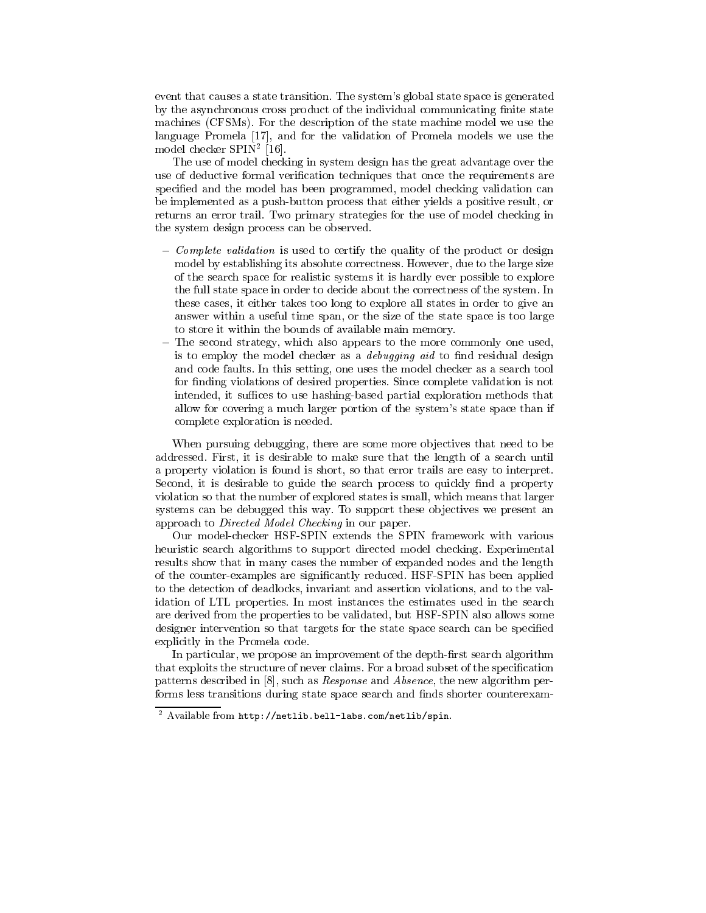event that causes a state transition. The system's global state space is generated by the asynchronous cross product of the individual communicating finite state machines (CFSMs). For the description of the state machine model we use the language Promela [17], and for the validation of Promela models we use the model checker SPIN[2] [16].

The use of model checking in system design has the great advantage over the use of deductive formal verification techniques that once the requirements are specified and the model has been programmed, model checking validation can be implemented as a push-button process that either yields a positive result, or returns an error trail. Two primary strategies for the use of model checking in the system design process can be observed.

- *Complete validation* is used to certify the quality of the product or design model by establishing its absolute correctness. However, due to the large size of the search space for realistic systems it is hardly ever possible to explore the full state space in order to decide about the correctness of the system. In these cases, it either takes too long to explore all states in order to give an answer within a useful time span, or the size of the state space is too large to store it within the bounds of available main memory.
- The second strategy, which also appears to the more commonly one used, is to employ the model checker as a *debugging aid* to find residual design and code faults. In this setting, one uses the model checker as a search tool for finding violations of desired properties. Since complete validation is not intended, it suffices to use hashing-based partial exploration methods that allow for covering a much larger portion of the system's state space than if complete exploration is needed.

When pursuing debugging, there are some more objectives that need to be addressed. First, it is desirable to make sure that the length of a search until a property violation is found is short, so that error trails are easy to interpret. Second, it is desirable to guide the search process to quickly find a property violation so that the number of explored states is small, which means that larger systems can be debugged this way. To support these objectives we present an approach to *Directed Model Checking* in our paper.

Our model-checker HSF-SPIN extends the SPIN framework with various heuristic search algorithms to support directed model checking. Experimental results show that in many cases the number of expanded nodes and the length of the counter-examples are significantly reduced. HSF-SPIN has been applied to the detection of deadlocks, invariant and assertion violations, and to the validation of LTL properties. In most instances the estimates used in the search are derived from the properties to be validated, but HSF-SPIN also allows some designer intervention so that targets for the state space search can be specified explicitly in the Promela code.

In particular, we propose an improvement of the depth-first search algorithm that exploits the structure of never claims. For a broad subset of the specification patterns described in [8], such as *Response* and *Absence*, the new algorithm performs less transitions during state space search and finds shorter counterexam-

[2] Available from `http://netlib.bell-labs.com/netlib/spin`.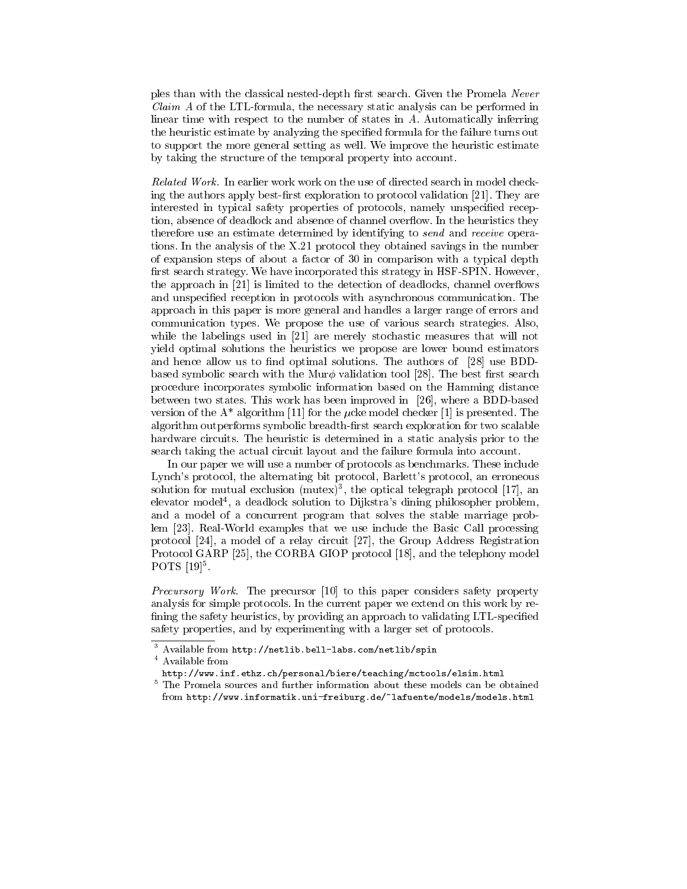ples than with the classical nested-depth first search. Given the Promela *Never Claim A* of the LTL-formula, the necessary static analysis can be performed in linear time with respect to the number of states in $A$. Automatically inferring the heuristic estimate by analyzing the specified formula for the failure turns out to support the more general setting as well. We improve the heuristic estimate by taking the structure of the temporal property into account.

*Related Work.* In earlier work work on the use of directed search in model checking the authors apply best-first exploration to protocol validation [21]. They are interested in typical safety properties of protocols, namely unspecified reception, absence of deadlock and absence of channel overflow. In the heuristics they therefore use an estimate determined by identifying to *send* and *receive* operations. In the analysis of the X.21 protocol they obtained savings in the number of expansion steps of about a factor of 30 in comparison with a typical depth first search strategy. We have incorporated this strategy in HSF-SPIN. However, the approach in [21] is limited to the detection of deadlocks, channel overflows and unspecified reception in protocols with asynchronous communication. The approach in this paper is more general and handles a larger range of errors and communication types. We propose the use of various search strategies. Also, while the labelings used in [21] are merely stochastic measures that will not yield optimal solutions the heuristics we propose are lower bound estimators and hence allow us to find optimal solutions. The authors of [28] use BDD-based symbolic search with the Mur$\phi$ validation tool [28]. The best first search procedure incorporates symbolic information based on the Hamming distance between two states. This work has been improved in [26], where a BDD-based version of the A* algorithm [11] for the $\mu$cke model checker [1] is presented. The algorithm outperforms symbolic breadth-first search exploration for two scalable hardware circuits. The heuristic is determined in a static analysis prior to the search taking the actual circuit layout and the failure formula into account.

In our paper we will use a number of protocols as benchmarks. These include Lynch's protocol, the alternating bit protocol, Barlett's protocol, an erroneous solution for mutual exclusion (mutex)[3], the optical telegraph protocol [17], an elevator model[4], a deadlock solution to Dijkstra's dining philosopher problem, and a model of a concurrent program that solves the stable marriage problem [23]. Real-World examples that we use include the Basic Call processing protocol [24], a model of a relay circuit [27], the Group Address Registration Protocol GARP [25], the CORBA GIOP protocol [18], and the telephony model POTS [19][5].

*Precursory Work.* The precursor [10] to this paper considers safety property analysis for simple protocols. In the current paper we extend on this work by refining the safety heuristics, by providing an approach to validating LTL-specified safety properties, and by experimenting with a larger set of protocols.

---

[3] Available from `http://netlib.bell-labs.com/netlib/spin`

[4] Available from `http://www.inf.ethz.ch/personal/biere/teaching/mctools/elsim.html`

[5] The Promela sources and further information about these models can be obtained from `http://www.informatik.uni-freiburg.de/~lafuente/models/models.html`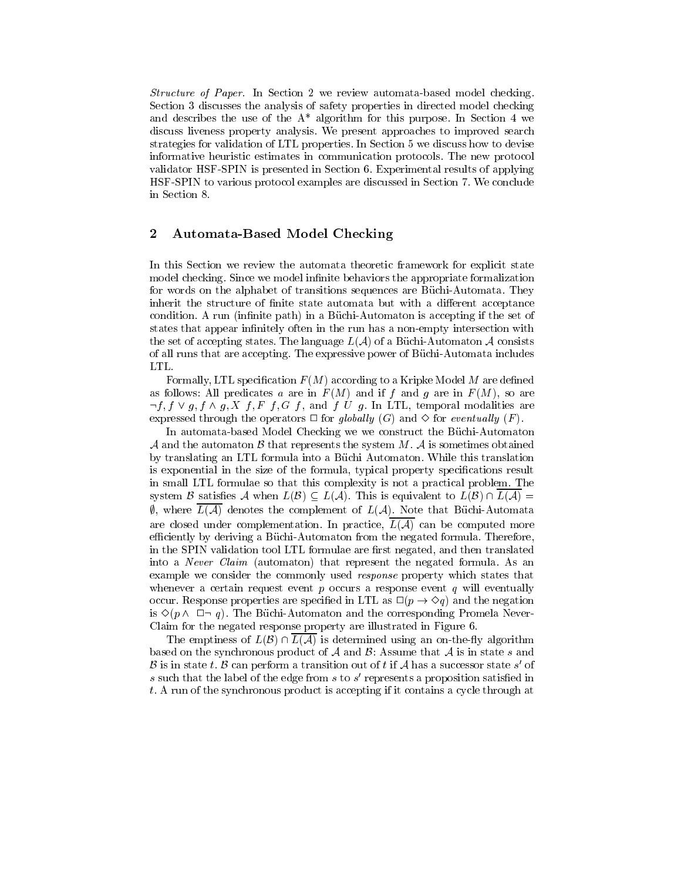*Structure of Paper.* In Section 2 we review automata-based model checking. Section 3 discusses the analysis of safety properties in directed model checking and describes the use of the A* algorithm for this purpose. In Section 4 we discuss liveness property analysis. We present approaches to improved search strategies for validation of LTL properties. In Section 5 we discuss how to devise informative heuristic estimates in communication protocols. The new protocol validator HSF-SPIN is presented in Section 6. Experimental results of applying HSF-SPIN to various protocol examples are discussed in Section 7. We conclude in Section 8.

## 2 Automata-Based Model Checking

In this Section we review the automata theoretic framework for explicit state model checking. Since we model infinite behaviors the appropriate formalization for words on the alphabet of transitions sequences are Büchi-Automata. They inherit the structure of finite state automata but with a different acceptance condition. A run (infinite path) in a Büchi-Automaton is accepting if the set of states that appear infinitely often in the run has a non-empty intersection with the set of accepting states. The language $L(\mathcal{A})$ of a Büchi-Automaton $\mathcal{A}$ consists of all runs that are accepting. The expressive power of Büchi-Automata includes LTL.

Formally, LTL specification $F(M)$ according to a Kripke Model $M$ are defined as follows: All predicates $a$ are in $F(M)$ and if $f$ and $g$ are in $F(M)$, so are $\neg f, f \vee g, f \wedge g, X\ f, F\ f, G\ f$, and $f\ U\ g$. In LTL, temporal modalities are expressed through the operators $\Box$ for *globally* $(G)$ and $\Diamond$ for *eventually* $(F)$.

In automata-based Model Checking we we construct the Büchi-Automaton $\mathcal{A}$ and the automaton $\mathcal{B}$ that represents the system $M$. $\mathcal{A}$ is sometimes obtained by translating an LTL formula into a Büchi Automaton. While this translation is exponential in the size of the formula, typical property specifications result in small LTL formulae so that this complexity is not a practical problem. The system $\mathcal{B}$ satisfies $\mathcal{A}$ when $L(\mathcal{B}) \subseteq L(\mathcal{A})$. This is equivalent to $L(\mathcal{B}) \cap \overline{L(\mathcal{A})} = \emptyset$, where $\overline{L(\mathcal{A})}$ denotes the complement of $L(\mathcal{A})$. Note that Büchi-Automata are closed under complementation. In practice, $\overline{L(\mathcal{A})}$ can be computed more efficiently by deriving a Büchi-Automaton from the negated formula. Therefore, in the SPIN validation tool LTL formulae are first negated, and then translated into a *Never Claim* (automaton) that represent the negated formula. As an example we consider the commonly used *response* property which states that whenever a certain request event $p$ occurs a response event $q$ will eventually occur. Response properties are specified in LTL as $\Box(p \rightarrow \Diamond q)$ and the negation is $\Diamond(p \wedge \ \Box\neg\ q)$. The Büchi-Automaton and the corresponding Promela Never-Claim for the negated response property are illustrated in Figure 6.

The emptiness of $L(\mathcal{B}) \cap \overline{L(\mathcal{A})}$ is determined using an on-the-fly algorithm based on the synchronous product of $\mathcal{A}$ and $\mathcal{B}$: Assume that $\mathcal{A}$ is in state $s$ and $\mathcal{B}$ is in state $t$. $\mathcal{B}$ can perform a transition out of $t$ if $\mathcal{A}$ has a successor state $s'$ of $s$ such that the label of the edge from $s$ to $s'$ represents a proposition satisfied in $t$. A run of the synchronous product is accepting if it contains a cycle through at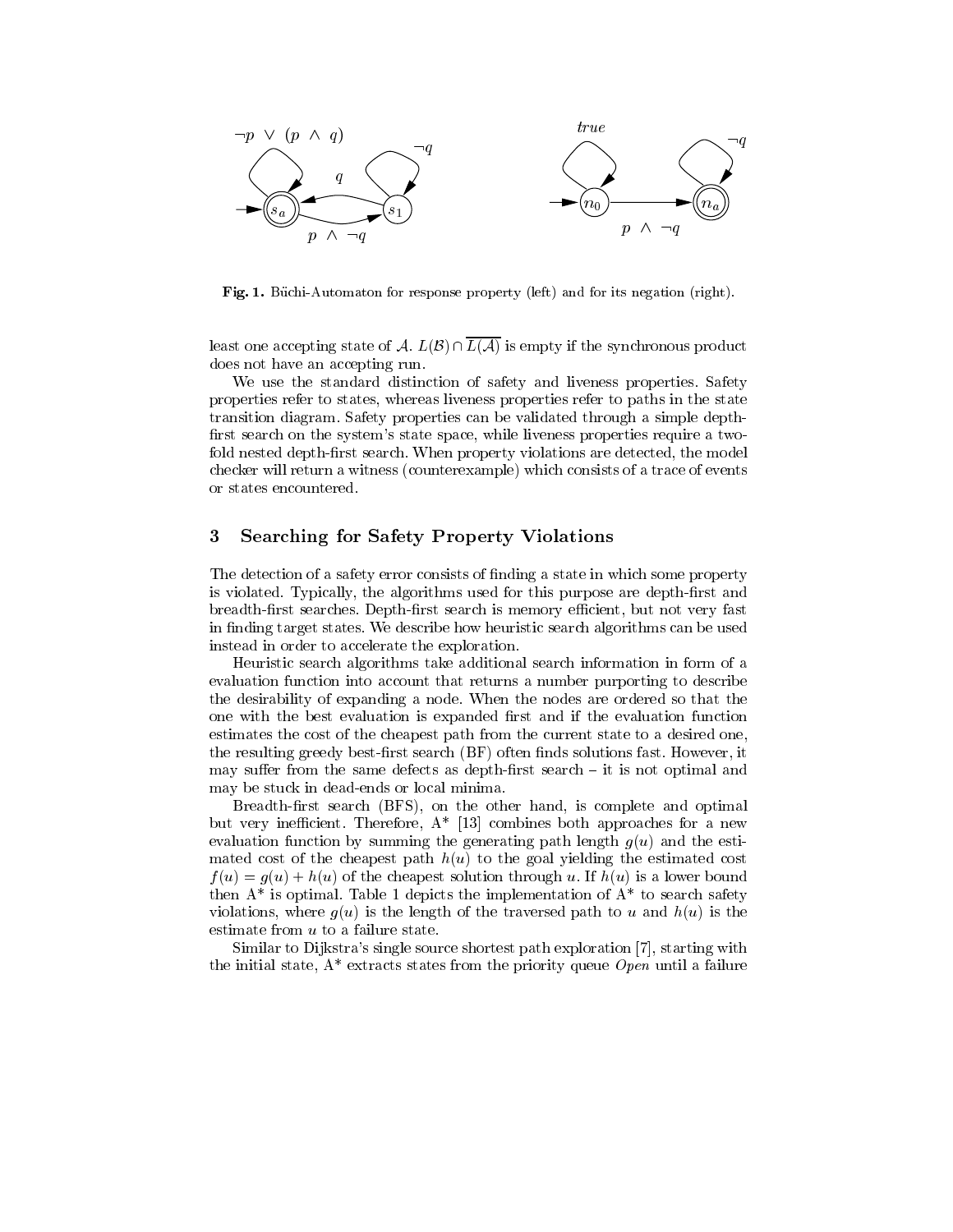Fig. 1. Büchi-Automaton for response property (left) and for its negation (right).

least one accepting state of $\mathcal{A}$. $L(\mathcal{B}) \cap \overline{L(\mathcal{A})}$ is empty if the synchronous product does not have an accepting run.

We use the standard distinction of safety and liveness properties. Safety properties refer to states, whereas liveness properties refer to paths in the state transition diagram. Safety properties can be validated through a simple depth-first search on the system's state space, while liveness properties require a two-fold nested depth-first search. When property violations are detected, the model checker will return a witness (counterexample) which consists of a trace of events or states encountered.

## 3 Searching for Safety Property Violations

The detection of a safety error consists of finding a state in which some property is violated. Typically, the algorithms used for this purpose are depth-first and breadth-first searches. Depth-first search is memory efficient, but not very fast in finding target states. We describe how heuristic search algorithms can be used instead in order to accelerate the exploration.

Heuristic search algorithms take additional search information in form of a evaluation function into account that returns a number purporting to describe the desirability of expanding a node. When the nodes are ordered so that the one with the best evaluation is expanded first and if the evaluation function estimates the cost of the cheapest path from the current state to a desired one, the resulting greedy best-first search (BF) often finds solutions fast. However, it may suffer from the same defects as depth-first search – it is not optimal and may be stuck in dead-ends or local minima.

Breadth-first search (BFS), on the other hand, is complete and optimal but very inefficient. Therefore, A* [13] combines both approaches for a new evaluation function by summing the generating path length $g(u)$ and the estimated cost of the cheapest path $h(u)$ to the goal yielding the estimated cost $f(u) = g(u) + h(u)$ of the cheapest solution through $u$. If $h(u)$ is a lower bound then A* is optimal. Table 1 depicts the implementation of A* to search safety violations, where $g(u)$ is the length of the traversed path to $u$ and $h(u)$ is the estimate from $u$ to a failure state.

Similar to Dijkstra's single source shortest path exploration [7], starting with the initial state, A* extracts states from the priority queue *Open* until a failure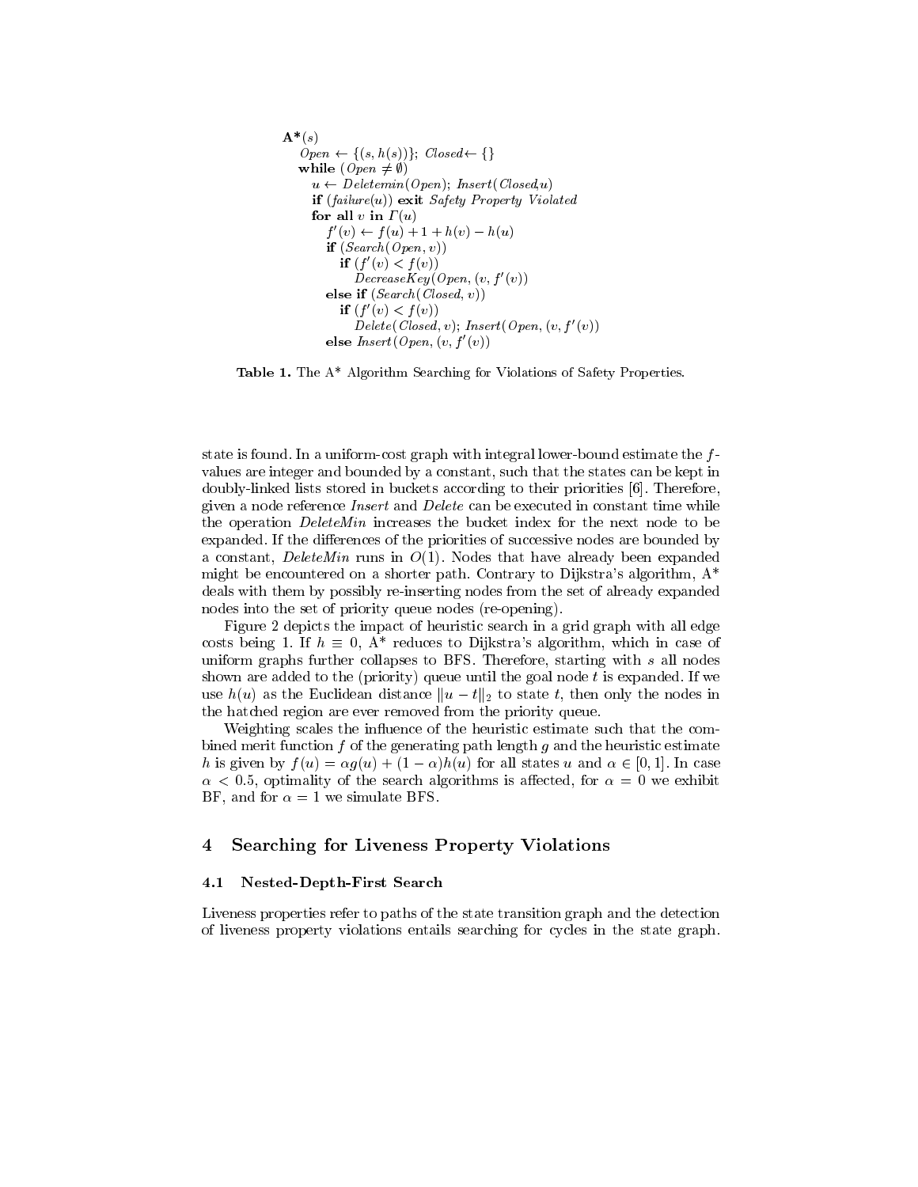```
A*(s)
  Open ← {(s, h(s))}; Closed ← {}
  while (Open ≠ ∅)
    u ← Deletemin(Open); Insert(Closed,u)
    if (failure(u)) exit Safety Property Violated
    for all v in Γ(u)
      f'(v) ← f(u) + 1 + h(v) − h(u)
      if (Search(Open, v))
        if (f'(v) < f(v))
          DecreaseKey(Open, (v, f'(v))
      else if (Search(Closed, v))
        if (f'(v) < f(v))
          Delete(Closed, v); Insert(Open, (v, f'(v))
      else Insert(Open, (v, f'(v))
```

**Table 1.** The A* Algorithm Searching for Violations of Safety Properties.

state is found. In a uniform-cost graph with integral lower-bound estimate the $f$-values are integer and bounded by a constant, such that the states can be kept in doubly-linked lists stored in buckets according to their priorities [6]. Therefore, given a node reference *Insert* and *Delete* can be executed in constant time while the operation *DeleteMin* increases the bucket index for the next node to be expanded. If the differences of the priorities of successive nodes are bounded by a constant, *DeleteMin* runs in $O(1)$. Nodes that have already been expanded might be encountered on a shorter path. Contrary to Dijkstra's algorithm, A* deals with them by possibly re-inserting nodes from the set of already expanded nodes into the set of priority queue nodes (re-opening).

Figure 2 depicts the impact of heuristic search in a grid graph with all edge costs being 1. If $h \equiv 0$, A* reduces to Dijkstra's algorithm, which in case of uniform graphs further collapses to BFS. Therefore, starting with $s$ all nodes shown are added to the (priority) queue until the goal node $t$ is expanded. If we use $h(u)$ as the Euclidean distance $\|u - t\|_2$ to state $t$, then only the nodes in the hatched region are ever removed from the priority queue.

Weighting scales the influence of the heuristic estimate such that the combined merit function $f$ of the generating path length $g$ and the heuristic estimate $h$ is given by $f(u) = \alpha g(u) + (1 - \alpha)h(u)$ for all states $u$ and $\alpha \in [0, 1]$. In case $\alpha < 0.5$, optimality of the search algorithms is affected, for $\alpha = 0$ we exhibit BF, and for $\alpha = 1$ we simulate BFS.

## 4 Searching for Liveness Property Violations

### 4.1 Nested-Depth-First Search

Liveness properties refer to paths of the state transition graph and the detection of liveness property violations entails searching for cycles in the state graph.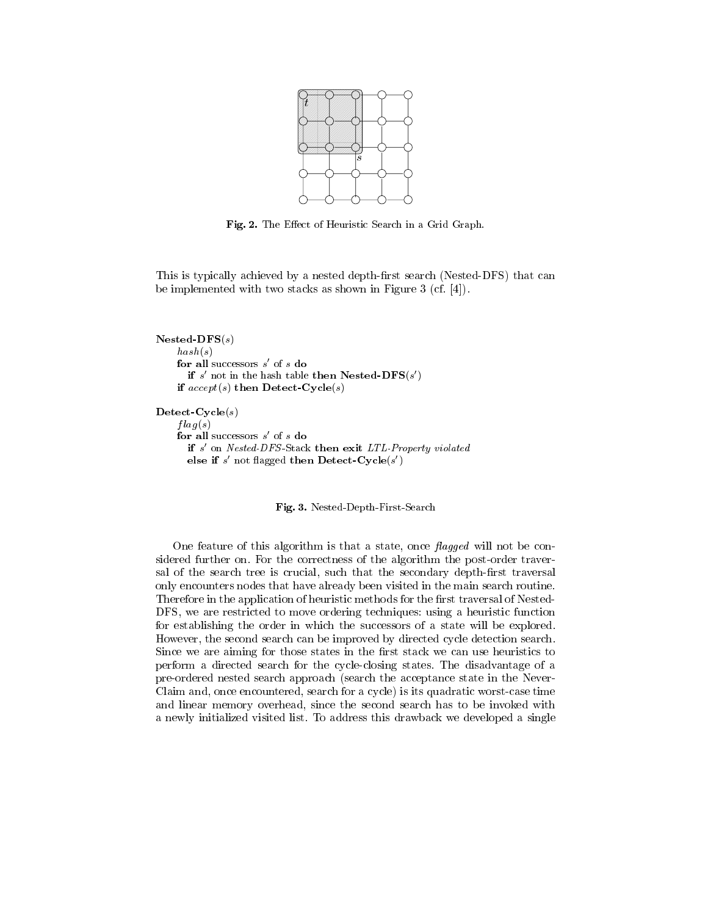Fig. 2. The Effect of Heuristic Search in a Grid Graph.

This is typically achieved by a nested depth-first search (Nested-DFS) that can be implemented with two stacks as shown in Figure 3 (cf. [4]).

**Nested-DFS**($s$)
  *hash*($s$)
  **for all** successors $s'$ of $s$ **do**
    **if** $s'$ not in the hash table **then Nested-DFS**($s'$)
  **if** *accept*($s$) **then Detect-Cycle**($s$)

**Detect-Cycle**($s$)
  *flag*($s$)
  **for all** successors $s'$ of $s$ **do**
    **if** $s'$ on *Nested-DFS*-Stack **then exit** *LTL-Property violated*
    **else if** $s'$ not flagged **then Detect-Cycle**($s'$)

**Fig. 3.** Nested-Depth-First-Search

One feature of this algorithm is that a state, once *flagged* will not be considered further on. For the correctness of the algorithm the post-order traversal of the search tree is crucial, such that the secondary depth-first traversal only encounters nodes that have already been visited in the main search routine. Therefore in the application of heuristic methods for the first traversal of Nested-DFS, we are restricted to move ordering techniques: using a heuristic function for establishing the order in which the successors of a state will be explored. However, the second search can be improved by directed cycle detection search. Since we are aiming for those states in the first stack we can use heuristics to perform a directed search for the cycle-closing states. The disadvantage of a pre-ordered nested search approach (search the acceptance state in the Never-Claim and, once encountered, search for a cycle) is its quadratic worst-case time and linear memory overhead, since the second search has to be invoked with a newly initialized visited list. To address this drawback we developed a single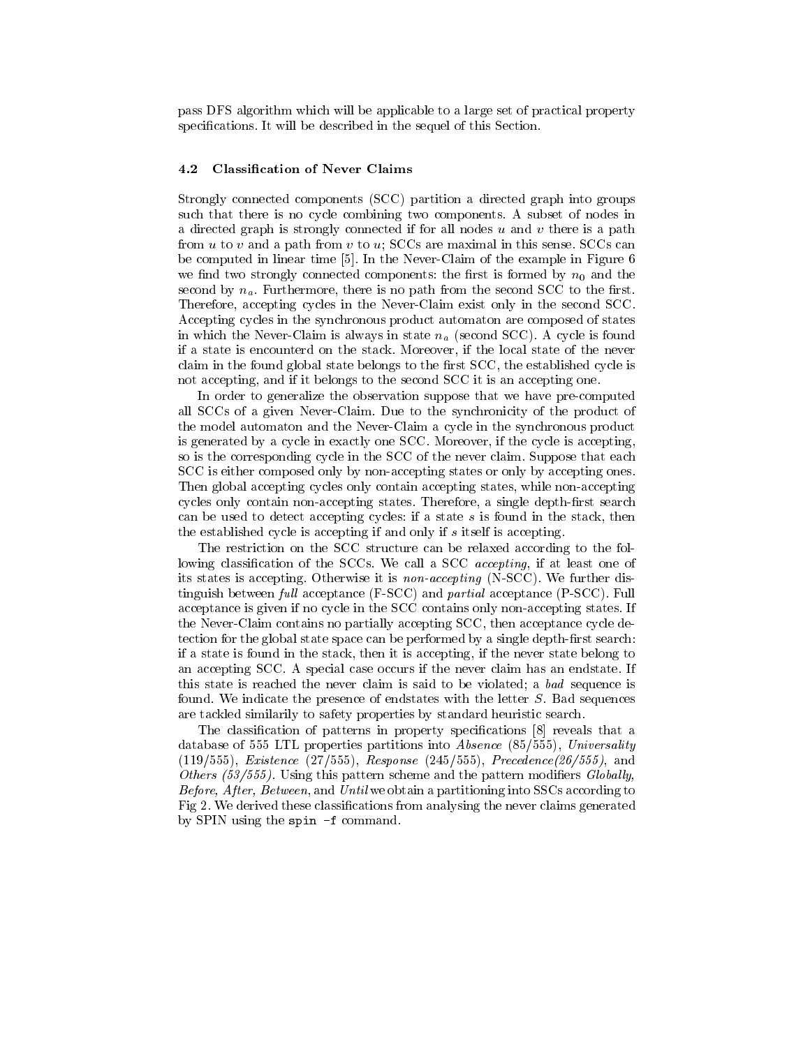pass DFS algorithm which will be applicable to a large set of practical property specifications. It will be described in the sequel of this Section.

### 4.2 Classification of Never Claims

Strongly connected components (SCC) partition a directed graph into groups such that there is no cycle combining two components. A subset of nodes in a directed graph is strongly connected if for all nodes $u$ and $v$ there is a path from $u$ to $v$ and a path from $v$ to $u$; SCCs are maximal in this sense. SCCs can be computed in linear time [5]. In the Never-Claim of the example in Figure 6 we find two strongly connected components: the first is formed by $n_0$ and the second by $n_a$. Furthermore, there is no path from the second SCC to the first. Therefore, accepting cycles in the Never-Claim exist only in the second SCC. Accepting cycles in the synchronous product automaton are composed of states in which the Never-Claim is always in state $n_a$ (second SCC). A cycle is found if a state is encounterd on the stack. Moreover, if the local state of the never claim in the found global state belongs to the first SCC, the established cycle is not accepting, and if it belongs to the second SCC it is an accepting one.

In order to generalize the observation suppose that we have pre-computed all SCCs of a given Never-Claim. Due to the synchronicity of the product of the model automaton and the Never-Claim a cycle in the synchronous product is generated by a cycle in exactly one SCC. Moreover, if the cycle is accepting, so is the corresponding cycle in the SCC of the never claim. Suppose that each SCC is either composed only by non-accepting states or only by accepting ones. Then global accepting cycles only contain accepting states, while non-accepting cycles only contain non-accepting states. Therefore, a single depth-first search can be used to detect accepting cycles: if a state $s$ is found in the stack, then the established cycle is accepting if and only if $s$ itself is accepting.

The restriction on the SCC structure can be relaxed according to the following classification of the SCCs. We call a SCC *accepting*, if at least one of its states is accepting. Otherwise it is *non-accepting* (N-SCC). We further distinguish between *full* acceptance (F-SCC) and *partial* acceptance (P-SCC). Full acceptance is given if no cycle in the SCC contains only non-accepting states. If the Never-Claim contains no partially accepting SCC, then acceptance cycle detection for the global state space can be performed by a single depth-first search: if a state is found in the stack, then it is accepting, if the never state belong to an accepting SCC. A special case occurs if the never claim has an endstate. If this state is reached the never claim is said to be violated; a *bad* sequence is found. We indicate the presence of endstates with the letter $S$. Bad sequences are tackled similarily to safety properties by standard heuristic search.

The classification of patterns in property specifications [8] reveals that a database of 555 LTL properties partitions into *Absence* (85/555), *Universality* (119/555), *Existence* (27/555), *Response* (245/555), *Precedence(26/555)*, and *Others (53/555)*. Using this pattern scheme and the pattern modifiers *Globally, Before, After, Between*, and *Until* we obtain a partitioning into SSCs according to Fig 2. We derived these classifications from analysing the never claims generated by SPIN using the `spin -f` command.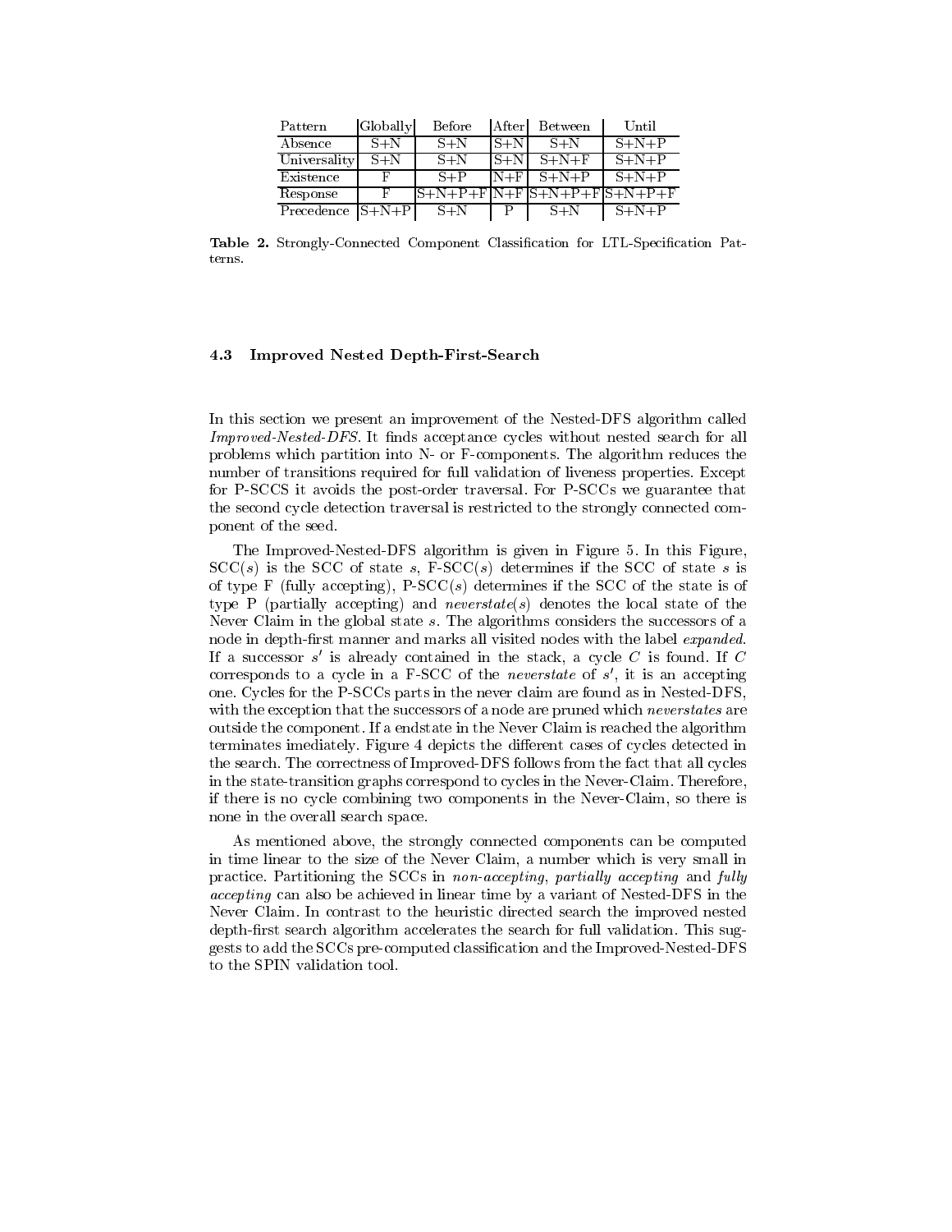| Pattern | Globally | Before | After | Between | Until |
|---|---|---|---|---|---|
| Absence | S+N | S+N | S+N | S+N | S+N+P |
| Universality | S+N | S+N | S+N | S+N+F | S+N+P |
| Existence | F | S+P | N+F | S+N+P | S+N+P |
| Response | F | S+N+P+F | N+F | S+N+P+F | S+N+P+F |
| Precedence | S+N+P | S+N | P | S+N | S+N+P |

**Table 2.** Strongly-Connected Component Classification for LTL-Specification Patterns.

### 4.3 Improved Nested Depth-First-Search

In this section we present an improvement of the Nested-DFS algorithm called *Improved-Nested-DFS*. It finds acceptance cycles without nested search for all problems which partition into N- or F-components. The algorithm reduces the number of transitions required for full validation of liveness properties. Except for P-SCCS it avoids the post-order traversal. For P-SCCs we guarantee that the second cycle detection traversal is restricted to the strongly connected component of the seed.

The Improved-Nested-DFS algorithm is given in Figure 5. In this Figure, SCC($s$) is the SCC of state $s$, F-SCC($s$) determines if the SCC of state $s$ is of type F (fully accepting), P-SCC($s$) determines if the SCC of the state is of type P (partially accepting) and *neverstate*($s$) denotes the local state of the Never Claim in the global state $s$. The algorithms considers the successors of a node in depth-first manner and marks all visited nodes with the label *expanded*. If a successor $s'$ is already contained in the stack, a cycle $C$ is found. If $C$ corresponds to a cycle in a F-SCC of the *neverstate* of $s'$, it is an accepting one. Cycles for the P-SCCs parts in the never claim are found as in Nested-DFS, with the exception that the successors of a node are pruned which *neverstates* are outside the component. If a endstate in the Never Claim is reached the algorithm terminates imediately. Figure 4 depicts the different cases of cycles detected in the search. The correctness of Improved-DFS follows from the fact that all cycles in the state-transition graphs correspond to cycles in the Never-Claim. Therefore, if there is no cycle combining two components in the Never-Claim, so there is none in the overall search space.

As mentioned above, the strongly connected components can be computed in time linear to the size of the Never Claim, a number which is very small in practice. Partitioning the SCCs in *non-accepting*, *partially accepting* and *fully accepting* can also be achieved in linear time by a variant of Nested-DFS in the Never Claim. In contrast to the heuristic directed search the improved nested depth-first search algorithm accelerates the search for full validation. This suggests to add the SCCs pre-computed classification and the Improved-Nested-DFS to the SPIN validation tool.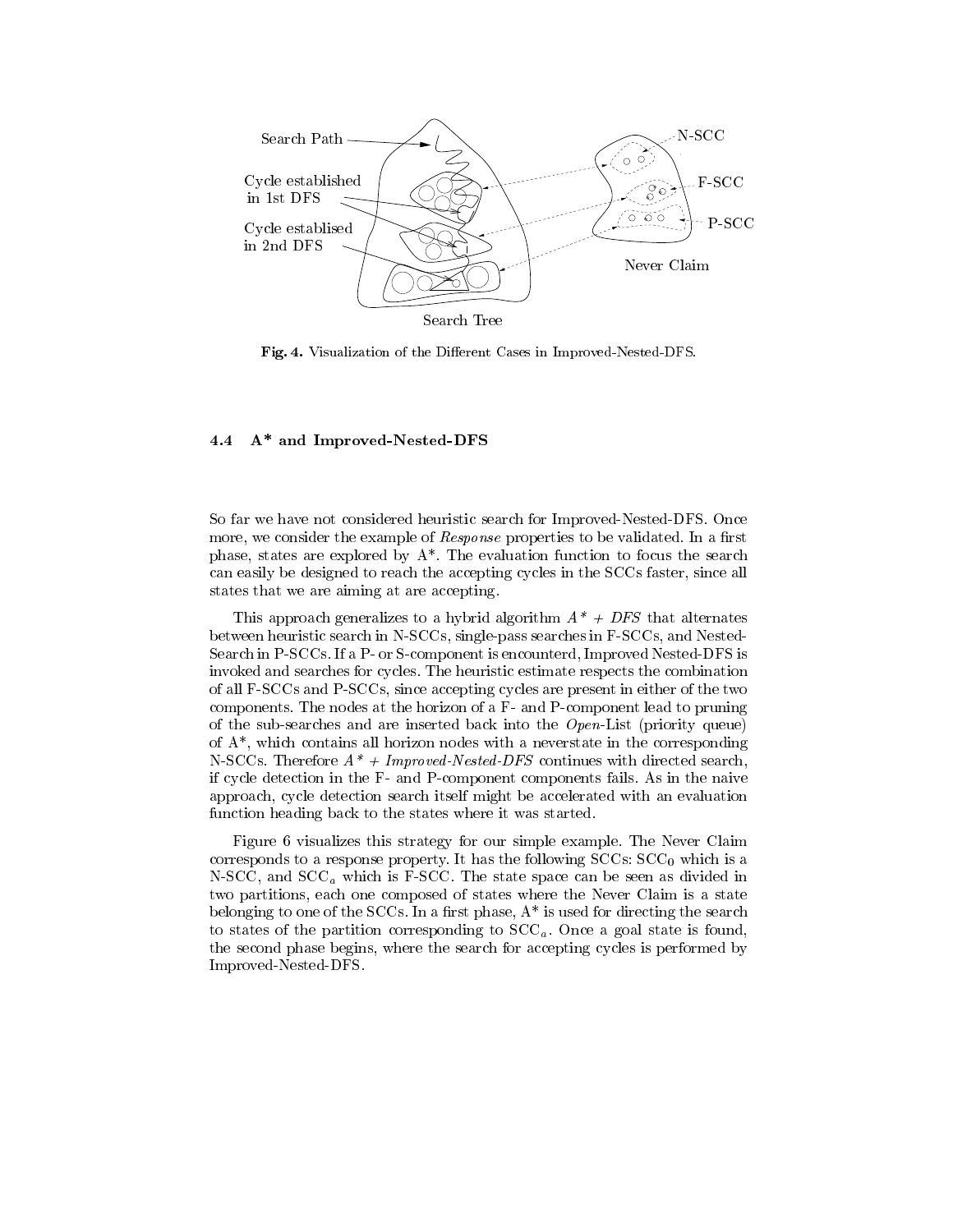**Fig. 4.** Visualization of the Different Cases in Improved-Nested-DFS.

### 4.4 A* and Improved-Nested-DFS

So far we have not considered heuristic search for Improved-Nested-DFS. Once more, we consider the example of *Response* properties to be validated. In a first phase, states are explored by A*. The evaluation function to focus the search can easily be designed to reach the accepting cycles in the SCCs faster, since all states that we are aiming at are accepting.

This approach generalizes to a hybrid algorithm *A* + DFS* that alternates between heuristic search in N-SCCs, single-pass searches in F-SCCs, and Nested-Search in P-SCCs. If a P- or S-component is encounterd, Improved Nested-DFS is invoked and searches for cycles. The heuristic estimate respects the combination of all F-SCCs and P-SCCs, since accepting cycles are present in either of the two components. The nodes at the horizon of a F- and P-component lead to pruning of the sub-searches and are inserted back into the *Open*-List (priority queue) of A*, which contains all horizon nodes with a neverstate in the corresponding N-SCCs. Therefore *A* + Improved-Nested-DFS* continues with directed search, if cycle detection in the F- and P-component components fails. As in the naive approach, cycle detection search itself might be accelerated with an evaluation function heading back to the states where it was started.

Figure 6 visualizes this strategy for our simple example. The Never Claim corresponds to a response property. It has the following SCCs: $\mathrm{SCC}_0$ which is a N-SCC, and $\mathrm{SCC}_a$ which is F-SCC. The state space can be seen as divided in two partitions, each one composed of states where the Never Claim is a state belonging to one of the SCCs. In a first phase, A* is used for directing the search to states of the partition corresponding to $\mathrm{SCC}_a$. Once a goal state is found, the second phase begins, where the search for accepting cycles is performed by Improved-Nested-DFS.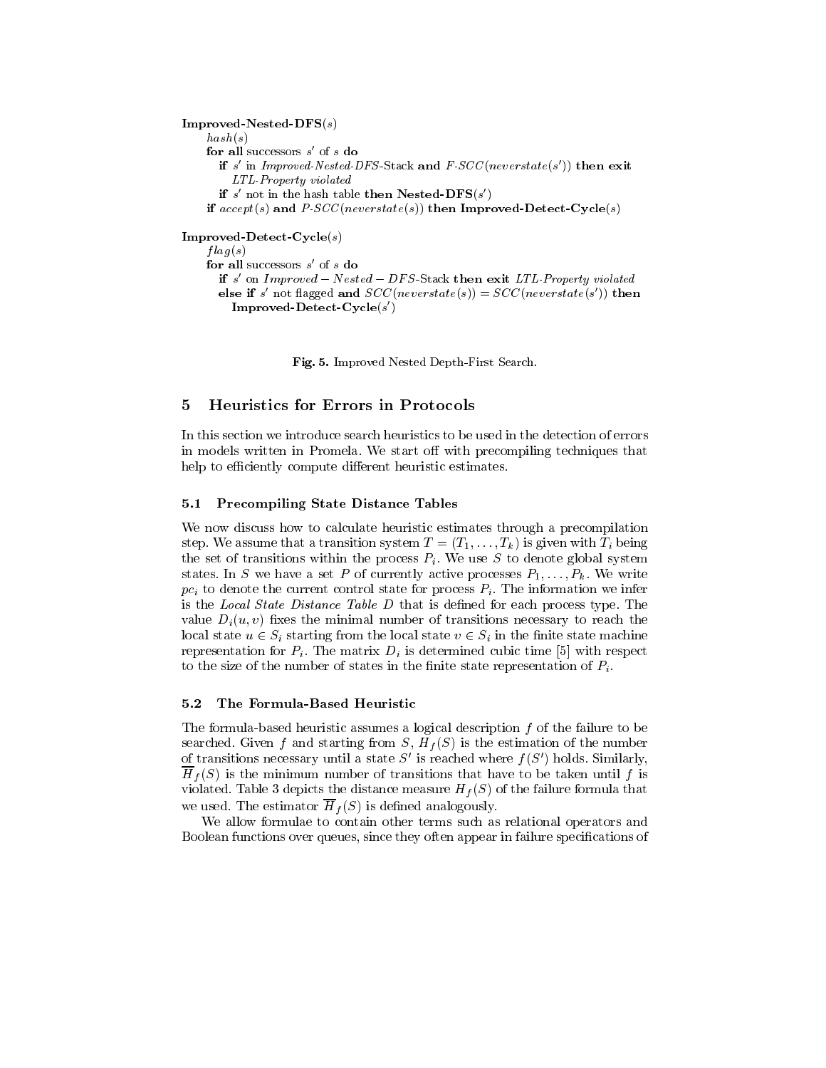```
Improved-Nested-DFS(s)
    hash(s)
    for all successors s' of s do
        if s' in Improved-Nested-DFS-Stack and F-SCC(neverstate(s')) then exit
            LTL-Property violated
        if s' not in the hash table then Nested-DFS(s')
    if accept(s) and P-SCC(neverstate(s)) then Improved-Detect-Cycle(s)

Improved-Detect-Cycle(s)
    flag(s)
    for all successors s' of s do
        if s' on Improved − Nested − DFS-Stack then exit LTL-Property violated
        else if s' not flagged and SCC(neverstate(s)) = SCC(neverstate(s')) then
            Improved-Detect-Cycle(s')
```

**Fig. 5.** Improved Nested Depth-First Search.

## 5 Heuristics for Errors in Protocols

In this section we introduce search heuristics to be used in the detection of errors in models written in Promela. We start off with precompiling techniques that help to efficiently compute different heuristic estimates.

### 5.1 Precompiling State Distance Tables

We now discuss how to calculate heuristic estimates through a precompilation step. We assume that a transition system $T = (T_1, \ldots, T_k)$ is given with $T_i$ being the set of transitions within the process $P_i$. We use $S$ to denote global system states. In $S$ we have a set $P$ of currently active processes $P_1, \ldots, P_k$. We write $pc_i$ to denote the current control state for process $P_i$. The information we infer is the *Local State Distance Table D* that is defined for each process type. The value $D_i(u, v)$ fixes the minimal number of transitions necessary to reach the local state $u \in S_i$ starting from the local state $v \in S_i$ in the finite state machine representation for $P_i$. The matrix $D_i$ is determined cubic time [5] with respect to the size of the number of states in the finite state representation of $P_i$.

### 5.2 The Formula-Based Heuristic

The formula-based heuristic assumes a logical description $f$ of the failure to be searched. Given $f$ and starting from $S$, $H_f(S)$ is the estimation of the number of transitions necessary until a state $S'$ is reached where $f(S')$ holds. Similarly, $\overline{H}_f(S)$ is the minimum number of transitions that have to be taken until $f$ is violated. Table 3 depicts the distance measure $H_f(S)$ of the failure formula that we used. The estimator $\overline{H}_f(S)$ is defined analogously.

We allow formulae to contain other terms such as relational operators and Boolean functions over queues, since they often appear in failure specifications of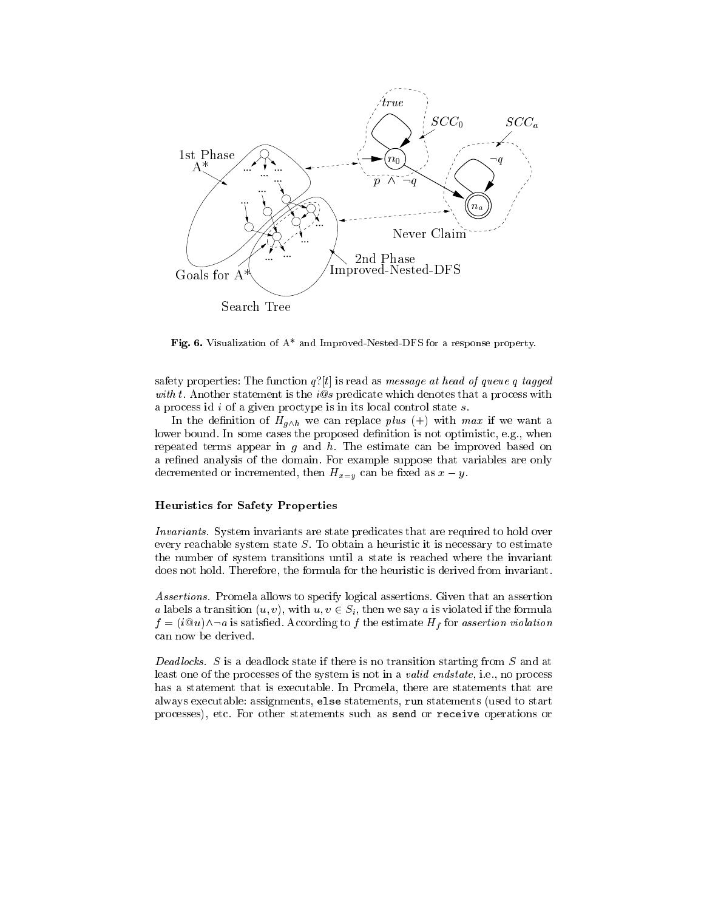**Fig. 6.** Visualization of A* and Improved-Nested-DFS for a response property.

safety properties: The function $q?[t]$ is read as *message at head of queue q tagged with t*. Another statement is the $i@s$ predicate which denotes that a process with a process id $i$ of a given proctype is in its local control state $s$.

In the definition of $H_{g \wedge h}$ we can replace *plus* (+) with *max* if we want a lower bound. In some cases the proposed definition is not optimistic, e.g., when repeated terms appear in $g$ and $h$. The estimate can be improved based on a refined analysis of the domain. For example suppose that variables are only decremented or incremented, then $H_{x=y}$ can be fixed as $x - y$.

### Heuristics for Safety Properties

*Invariants.* System invariants are state predicates that are required to hold over every reachable system state $S$. To obtain a heuristic it is necessary to estimate the number of system transitions until a state is reached where the invariant does not hold. Therefore, the formula for the heuristic is derived from invariant.

*Assertions.* Promela allows to specify logical assertions. Given that an assertion $a$ labels a transition $(u, v)$, with $u, v \in S_i$, then we say $a$ is violated if the formula $f = (i@u) \wedge \neg a$ is satisfied. According to $f$ the estimate $H_f$ for *assertion violation* can now be derived.

*Deadlocks.* $S$ is a deadlock state if there is no transition starting from $S$ and at least one of the processes of the system is not in a *valid endstate*, i.e., no process has a statement that is executable. In Promela, there are statements that are always executable: assignments, `else` statements, `run` statements (used to start processes), etc. For other statements such as `send` or `receive` operations or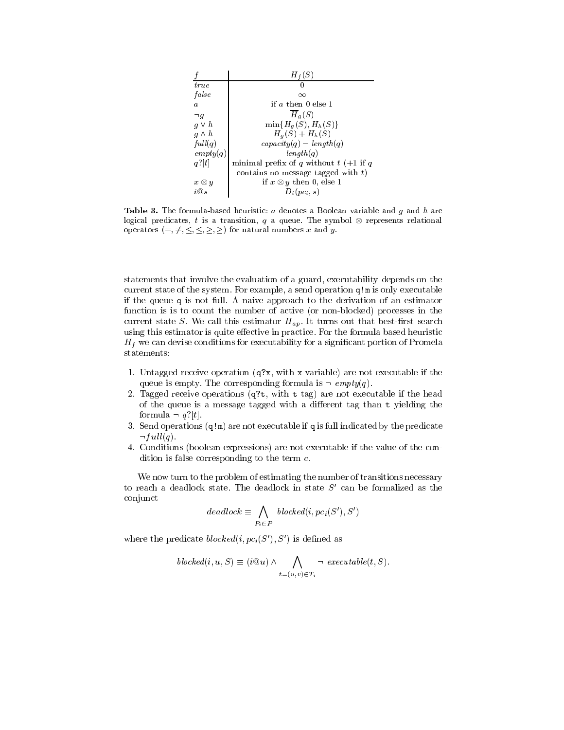| $f$ | $H_f(S)$ |
|---|---|
| $true$ | $0$ |
| $false$ | $\infty$ |
| $a$ | if $a$ then 0 else 1 |
| $\neg g$ | $\overline{H}_g(S)$ |
| $g \vee h$ | $\min\{H_g(S), H_h(S)\}$ |
| $g \wedge h$ | $H_g(S) + H_h(S)$ |
| $full(q)$ | $capacity(q) - length(q)$ |
| $empty(q)$ | $length(q)$ |
| $q?[t]$ | minimal prefix of $q$ without $t$ (+1 if $q$ contains no message tagged with $t$) |
| $x \otimes y$ | if $x \otimes y$ then 0, else 1 |
| $i@s$ | $D_i(pc_i, s)$ |

**Table 3.** The formula-based heuristic: $a$ denotes a Boolean variable and $g$ and $h$ are logical predicates, $t$ is a transition, $q$ a queue. The symbol $\otimes$ represents relational operators ($=, \neq, \leq, \leq, \geq, \geq$) for natural numbers $x$ and $y$.

statements that involve the evaluation of a guard, executability depends on the current state of the system. For example, a send operation `q!m` is only executable if the queue `q` is not full. A naive approach to the derivation of an estimator function is is to count the number of active (or non-blocked) processes in the current state $S$. We call this estimator $H_{ap}$. It turns out that best-first search using this estimator is quite effective in practice. For the formula based heuristic $H_f$ we can devise conditions for executability for a significant portion of Promela statements:

1. Untagged receive operation (`q?x`, with `x` variable) are not executable if the queue is empty. The corresponding formula is $\neg\ empty(q)$.
2. Tagged receive operations (`q?t`, with `t` tag) are not executable if the head of the queue is a message tagged with a different tag than `t` yielding the formula $\neg\ q?[t]$.
3. Send operations (`q!m`) are not executable if `q` is full indicated by the predicate $\neg full(q)$.
4. Conditions (boolean expressions) are not executable if the value of the condition is false corresponding to the term $c$.

We now turn to the problem of estimating the number of transitions necessary to reach a deadlock state. The deadlock in state $S'$ can be formalized as the conjunct

$$deadlock \equiv \bigwedge_{P_i \in P} blocked(i, pc_i(S'), S')$$

where the predicate $blocked(i, pc_i(S'), S')$ is defined as

$$blocked(i, u, S) \equiv (i@u) \wedge \bigwedge_{t=(u,v) \in T_i} \neg\ executable(t, S).$$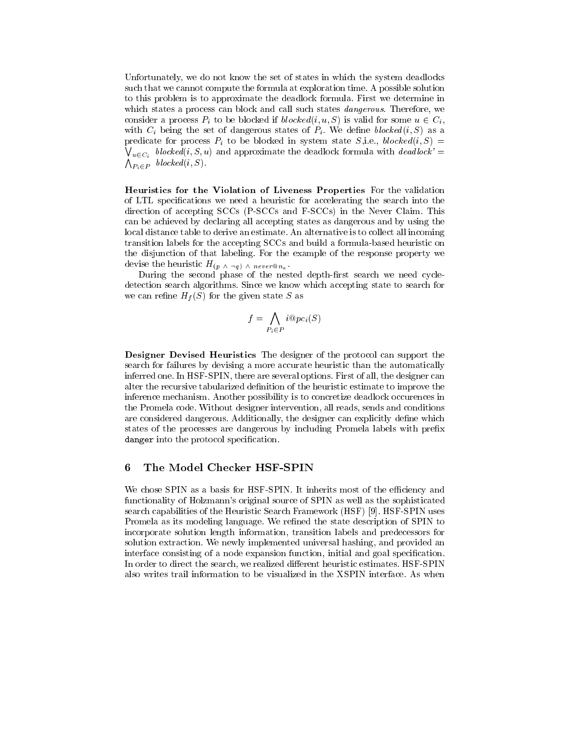Unfortunately, we do not know the set of states in which the system deadlocks such that we cannot compute the formula at exploration time. A possible solution to this problem is to approximate the deadlock formula. First we determine in which states a process can block and call such states *dangerous*. Therefore, we consider a process $P_i$ to be blocked if $blocked(i, u, S)$ is valid for some $u \in C_i$, with $C_i$ being the set of dangerous states of $P_i$. We define $blocked(i, S)$ as a predicate for process $P_i$ to be blocked in system state $S$,i.e., $blocked(i, S) = \bigvee_{u \in C_i} \; blocked(i, S, u)$ and approximate the deadlock formula with $deadlock' = \bigwedge_{P_i \in P} \; blocked(i, S)$.

**Heuristics for the Violation of Liveness Properties** For the validation of LTL specifications we need a heuristic for accelerating the search into the direction of accepting SCCs (P-SCCs and F-SCCs) in the Never Claim. This can be achieved by declaring all accepting states as dangerous and by using the local distance table to derive an estimate. An alternative is to collect all incoming transition labels for the accepting SCCs and build a formula-based heuristic on the disjunction of that labeling. For the example of the response property we devise the heuristic $H_{(p \, \wedge \, \neg q) \, \wedge \, never@n_a}$.

During the second phase of the nested depth-first search we need cycle-detection search algorithms. Since we know which accepting state to search for we can refine $H_f(S)$ for the given state $S$ as

$$f = \bigwedge_{P_i \in P} i@pc_i(S)$$

**Designer Devised Heuristics** The designer of the protocol can support the search for failures by devising a more accurate heuristic than the automatically inferred one. In HSF-SPIN, there are several options. First of all, the designer can alter the recursive tabularized definition of the heuristic estimate to improve the inference mechanism. Another possibility is to concretize deadlock occurences in the Promela code. Without designer intervention, all reads, sends and conditions are considered dangerous. Additionally, the designer can explicitly define which states of the processes are dangerous by including Promela labels with prefix `danger` into the protocol specification.

## 6 The Model Checker HSF-SPIN

We chose SPIN as a basis for HSF-SPIN. It inherits most of the efficiency and functionality of Holzmann's original source of SPIN as well as the sophisticated search capabilities of the Heuristic Search Framework (HSF) [9]. HSF-SPIN uses Promela as its modeling language. We refined the state description of SPIN to incorporate solution length information, transition labels and predecessors for solution extraction. We newly implemented universal hashing, and provided an interface consisting of a node expansion function, initial and goal specification. In order to direct the search, we realized different heuristic estimates. HSF-SPIN also writes trail information to be visualized in the XSPIN interface. As when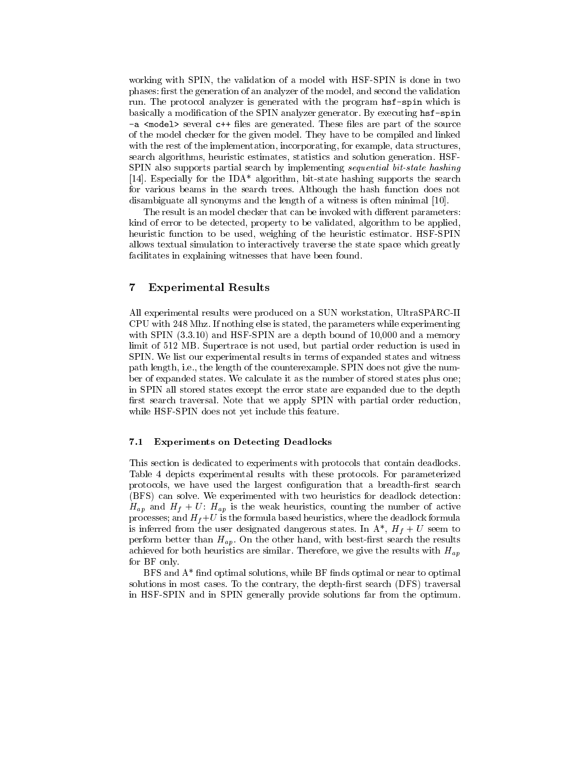working with SPIN, the validation of a model with HSF-SPIN is done in two phases: first the generation of an analyzer of the model, and second the validation run. The protocol analyzer is generated with the program `hsf-spin` which is basically a modification of the SPIN analyzer generator. By executing `hsf-spin -a <model>` several `c++` files are generated. These files are part of the source of the model checker for the given model. They have to be compiled and linked with the rest of the implementation, incorporating, for example, data structures, search algorithms, heuristic estimates, statistics and solution generation. HSF-SPIN also supports partial search by implementing *sequential bit-state hashing* [14]. Especially for the IDA* algorithm, bit-state hashing supports the search for various beams in the search trees. Although the hash function does not disambiguate all synonyms and the length of a witness is often minimal [10].

The result is an model checker that can be invoked with different parameters: kind of error to be detected, property to be validated, algorithm to be applied, heuristic function to be used, weighing of the heuristic estimator. HSF-SPIN allows textual simulation to interactively traverse the state space which greatly facilitates in explaining witnesses that have been found.

## 7 Experimental Results

All experimental results were produced on a SUN workstation, UltraSPARC-II CPU with 248 Mhz. If nothing else is stated, the parameters while experimenting with SPIN (3.3.10) and HSF-SPIN are a depth bound of 10,000 and a memory limit of 512 MB. Supertrace is not used, but partial order reduction is used in SPIN. We list our experimental results in terms of expanded states and witness path length, i.e., the length of the counterexample. SPIN does not give the number of expanded states. We calculate it as the number of stored states plus one; in SPIN all stored states except the error state are expanded due to the depth first search traversal. Note that we apply SPIN with partial order reduction, while HSF-SPIN does not yet include this feature.

### 7.1 Experiments on Detecting Deadlocks

This section is dedicated to experiments with protocols that contain deadlocks. Table 4 depicts experimental results with these protocols. For parameterized protocols, we have used the largest configuration that a breadth-first search (BFS) can solve. We experimented with two heuristics for deadlock detection: $H_{ap}$ and $H_f + U$: $H_{ap}$ is the weak heuristics, counting the number of active processes; and $H_f + U$ is the formula based heuristics, where the deadlock formula is inferred from the user designated dangerous states. In A*, $H_f + U$ seem to perform better than $H_{ap}$. On the other hand, with best-first search the results achieved for both heuristics are similar. Therefore, we give the results with $H_{ap}$ for BF only.

BFS and A* find optimal solutions, while BF finds optimal or near to optimal solutions in most cases. To the contrary, the depth-first search (DFS) traversal in HSF-SPIN and in SPIN generally provide solutions far from the optimum.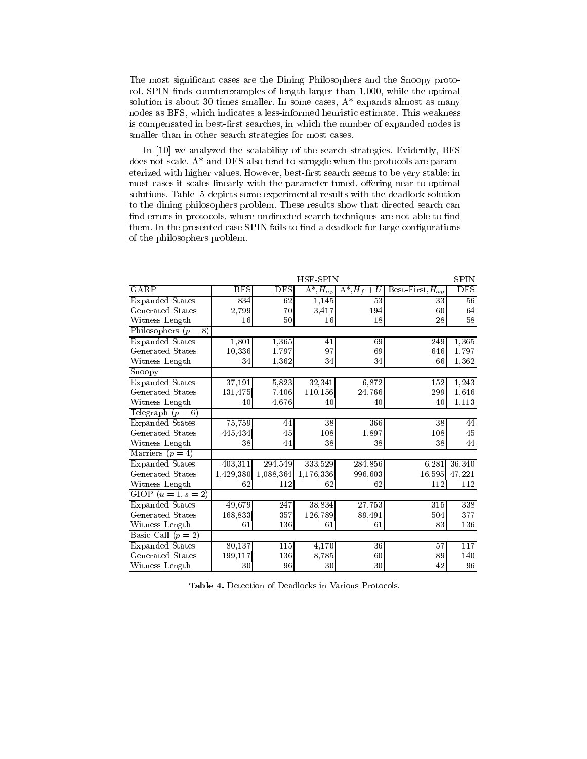The most significant cases are the Dining Philosophers and the Snoopy protocol. SPIN finds counterexamples of length larger than 1,000, while the optimal solution is about 30 times smaller. In some cases, A* expands almost as many nodes as BFS, which indicates a less-informed heuristic estimate. This weakness is compensated in best-first searches, in which the number of expanded nodes is smaller than in other search strategies for most cases.

In [10] we analyzed the scalability of the search strategies. Evidently, BFS does not scale. A* and DFS also tend to struggle when the protocols are parameterized with higher values. However, best-first search seems to be very stable: in most cases it scales linearly with the parameter tuned, offering near-to optimal solutions. Table 5 depicts some experimental results with the deadlock solution to the dining philosophers problem. These results show that directed search can find errors in protocols, where undirected search techniques are not able to find them. In the presented case SPIN fails to find a deadlock for large configurations of the philosophers problem.

| | HSF-SPIN | | | | | SPIN |
|---|---|---|---|---|---|---|
| GARP | BFS | DFS | A*, $H_{ap}$ | A*, $H_f + U$ | Best-First, $H_{ap}$ | DFS |
| Expanded States | 834 | 62 | 1,145 | 53 | 33 | 56 |
| Generated States | 2,799 | 70 | 3,417 | 194 | 60 | 64 |
| Witness Length | 16 | 50 | 16 | 18 | 28 | 58 |
| Philosophers ($p = 8$) | | | | | | |
| Expanded States | 1,801 | 1,365 | 41 | 69 | 249 | 1,365 |
| Generated States | 10,336 | 1,797 | 97 | 69 | 646 | 1,797 |
| Witness Length | 34 | 1,362 | 34 | 34 | 66 | 1,362 |
| Snoopy | | | | | | |
| Expanded States | 37,191 | 5,823 | 32,341 | 6,872 | 152 | 1,243 |
| Generated States | 131,475 | 7,406 | 110,156 | 24,766 | 299 | 1,646 |
| Witness Length | 40 | 4,676 | 40 | 40 | 40 | 1,113 |
| Telegraph ($p = 6$) | | | | | | |
| Expanded States | 75,759 | 44 | 38 | 366 | 38 | 44 |
| Generated States | 445,434 | 45 | 108 | 1,897 | 108 | 45 |
| Witness Length | 38 | 44 | 38 | 38 | 38 | 44 |
| Marriers ($p = 4$) | | | | | | |
| Expanded States | 403,311 | 294,549 | 333,529 | 284,856 | 6,281 | 36,340 |
| Generated States | 1,429,380 | 1,088,364 | 1,176,336 | 996,603 | 16,595 | 47,221 |
| Witness Length | 62 | 112 | 62 | 62 | 112 | 112 |
| GIOP ($u = 1, s = 2$) | | | | | | |
| Expanded States | 49,679 | 247 | 38,834 | 27,753 | 315 | 338 |
| Generated States | 168,833 | 357 | 126,789 | 89,491 | 504 | 377 |
| Witness Length | 61 | 136 | 61 | 61 | 83 | 136 |
| Basic Call ($p = 2$) | | | | | | |
| Expanded States | 80,137 | 115 | 4,170 | 36 | 57 | 117 |
| Generated States | 199,117 | 136 | 8,785 | 60 | 89 | 140 |
| Witness Length | 30 | 96 | 30 | 30 | 42 | 96 |

**Table 4.** Detection of Deadlocks in Various Protocols.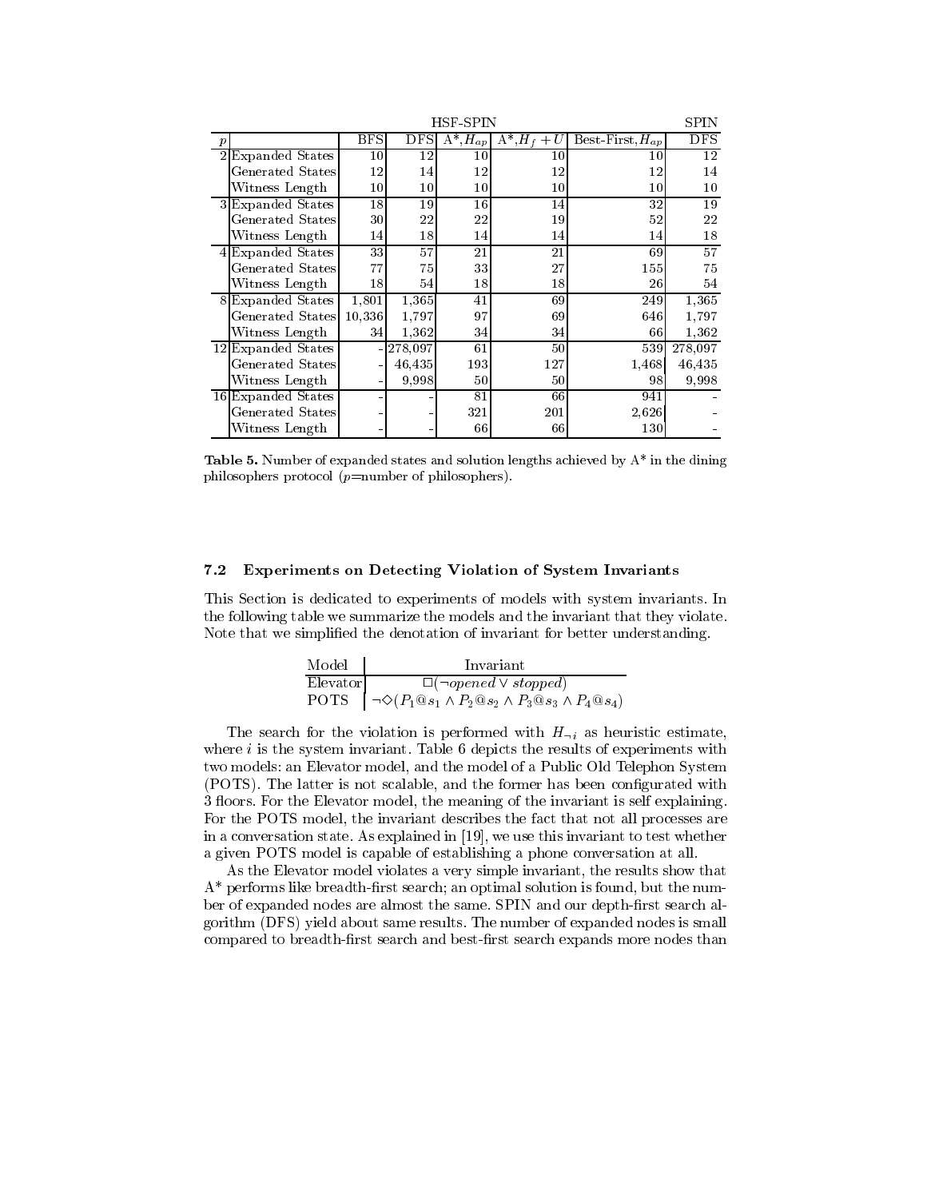| | | HSF-SPIN | | | | | SPIN |
|---|---|---|---|---|---|---|---|
| $p$ | | BFS | DFS | A*,$H_{ap}$ | A*,$H_f+U$ | Best-First,$H_{ap}$ | DFS |
| 2 | Expanded States | 10 | 12 | 10 | 10 | 10 | 12 |
| | Generated States | 12 | 14 | 12 | 12 | 12 | 14 |
| | Witness Length | 10 | 10 | 10 | 10 | 10 | 10 |
| 3 | Expanded States | 18 | 19 | 16 | 14 | 32 | 19 |
| | Generated States | 30 | 22 | 22 | 19 | 52 | 22 |
| | Witness Length | 14 | 18 | 14 | 14 | 14 | 18 |
| 4 | Expanded States | 33 | 57 | 21 | 21 | 69 | 57 |
| | Generated States | 77 | 75 | 33 | 27 | 155 | 75 |
| | Witness Length | 18 | 54 | 18 | 18 | 26 | 54 |
| 8 | Expanded States | 1,801 | 1,365 | 41 | 69 | 249 | 1,365 |
| | Generated States | 10,336 | 1,797 | 97 | 69 | 646 | 1,797 |
| | Witness Length | 34 | 1,362 | 34 | 34 | 66 | 1,362 |
| 12 | Expanded States | - | 278,097 | 61 | 50 | 539 | 278,097 |
| | Generated States | - | 46,435 | 193 | 127 | 1,468 | 46,435 |
| | Witness Length | - | 9,998 | 50 | 50 | 98 | 9,998 |
| 16 | Expanded States | - | - | 81 | 66 | 941 | - |
| | Generated States | - | - | 321 | 201 | 2,626 | - |
| | Witness Length | - | - | 66 | 66 | 130 | - |

**Table 5.** Number of expanded states and solution lengths achieved by A* in the dining philosophers protocol ($p$=number of philosophers).

### 7.2 Experiments on Detecting Violation of System Invariants

This Section is dedicated to experiments of models with system invariants. In the following table we summarize the models and the invariant that they violate. Note that we simplified the denotation of invariant for better understanding.

| Model | Invariant |
|---|---|
| Elevator | $\Box(\neg opened \vee stopped)$ |
| POTS | $\neg\Diamond(P_1@s_1 \wedge P_2@s_2 \wedge P_3@s_3 \wedge P_4@s_4)$ |

The search for the violation is performed with $H_{\neg i}$ as heuristic estimate, where $i$ is the system invariant. Table 6 depicts the results of experiments with two models: an Elevator model, and the model of a Public Old Telephon System (POTS). The latter is not scalable, and the former has been configurated with 3 floors. For the Elevator model, the meaning of the invariant is self explaining. For the POTS model, the invariant describes the fact that not all processes are in a conversation state. As explained in [19], we use this invariant to test whether a given POTS model is capable of establishing a phone conversation at all.

As the Elevator model violates a very simple invariant, the results show that A* performs like breadth-first search; an optimal solution is found, but the number of expanded nodes are almost the same. SPIN and our depth-first search algorithm (DFS) yield about same results. The number of expanded nodes is small compared to breadth-first search and best-first search expands more nodes than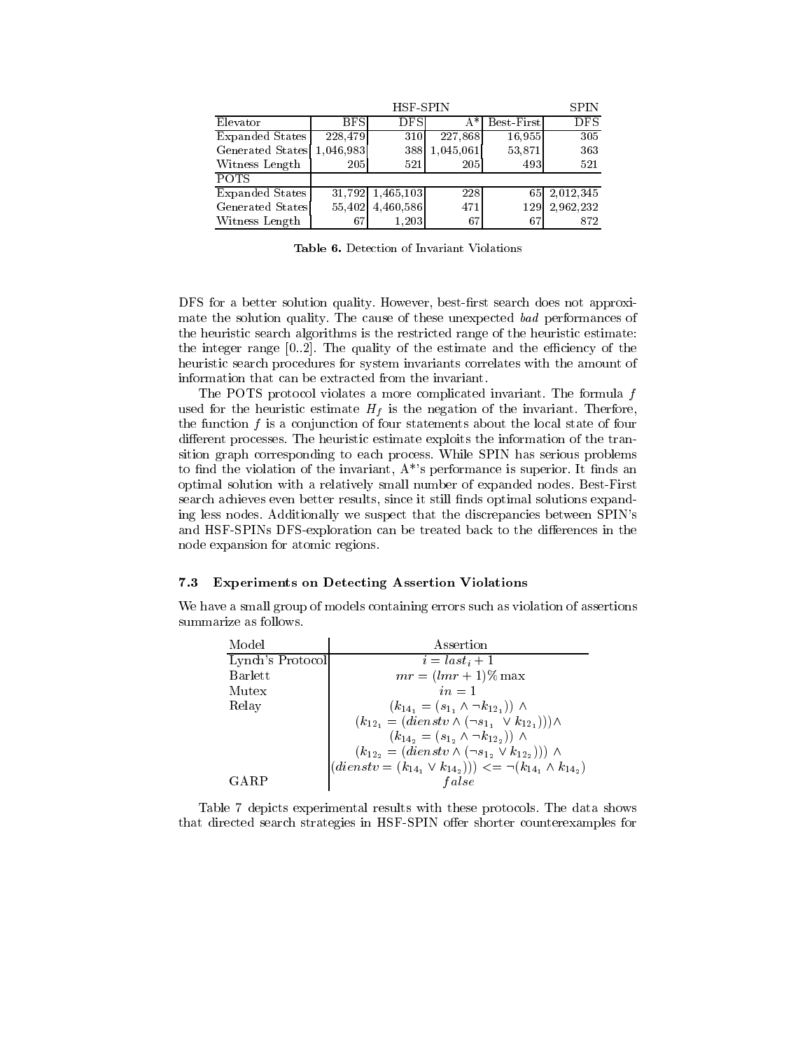| | HSF-SPIN | | | | SPIN |
|---|---|---|---|---|---|
| Elevator | BFS | DFS | A* | Best-First | DFS |
| Expanded States | 228,479 | 310 | 227,868 | 16,955 | 305 |
| Generated States | 1,046,983 | 388 | 1,045,061 | 53,871 | 363 |
| Witness Length | 205 | 521 | 205 | 493 | 521 |
| POTS | | | | | |
| Expanded States | 31,792 | 1,465,103 | 228 | 65 | 2,012,345 |
| Generated States | 55,402 | 4,460,586 | 471 | 129 | 2,962,232 |
| Witness Length | 67 | 1,203 | 67 | 67 | 872 |

**Table 6.** Detection of Invariant Violations

DFS for a better solution quality. However, best-first search does not approximate the solution quality. The cause of these unexpected *bad* performances of the heuristic search algorithms is the restricted range of the heuristic estimate: the integer range [0..2]. The quality of the estimate and the efficiency of the heuristic search procedures for system invariants correlates with the amount of information that can be extracted from the invariant.

The POTS protocol violates a more complicated invariant. The formula $f$ used for the heuristic estimate $H_f$ is the negation of the invariant. Therfore, the function $f$ is a conjunction of four statements about the local state of four different processes. The heuristic estimate exploits the information of the transition graph corresponding to each process. While SPIN has serious problems to find the violation of the invariant, A*'s performance is superior. It finds an optimal solution with a relatively small number of expanded nodes. Best-First search achieves even better results, since it still finds optimal solutions expanding less nodes. Additionally we suspect that the discrepancies between SPIN's and HSF-SPINs DFS-exploration can be treated back to the differences in the node expansion for atomic regions.

### 7.3 Experiments on Detecting Assertion Violations

We have a small group of models containing errors such as violation of assertions summarize as follows.

| Model | Assertion |
|---|---|
| Lynch's Protocol | $i = last_i + 1$ |
| Barlett | $mr = (lmr + 1)\% \max$ |
| Mutex | $in = 1$ |
| Relay | $(k_{14_1} = (s_{1_1} \wedge \neg k_{12_1})) \wedge$ |
| | $(k_{12_1} = (dienstv \wedge (\neg s_{1_1} \vee k_{12_1})))\wedge$ |
| | $(k_{14_2} = (s_{1_2} \wedge \neg k_{12_2})) \wedge$ |
| | $(k_{12_2} = (dienstv \wedge (\neg s_{1_2} \vee k_{12_2}))) \wedge$ |
| | $(dienstv = (k_{14_1} \vee k_{14_2}))) <= \neg(k_{14_1} \wedge k_{14_2})$ |
| GARP | $false$ |

Table 7 depicts experimental results with these protocols. The data shows that directed search strategies in HSF-SPIN offer shorter counterexamples for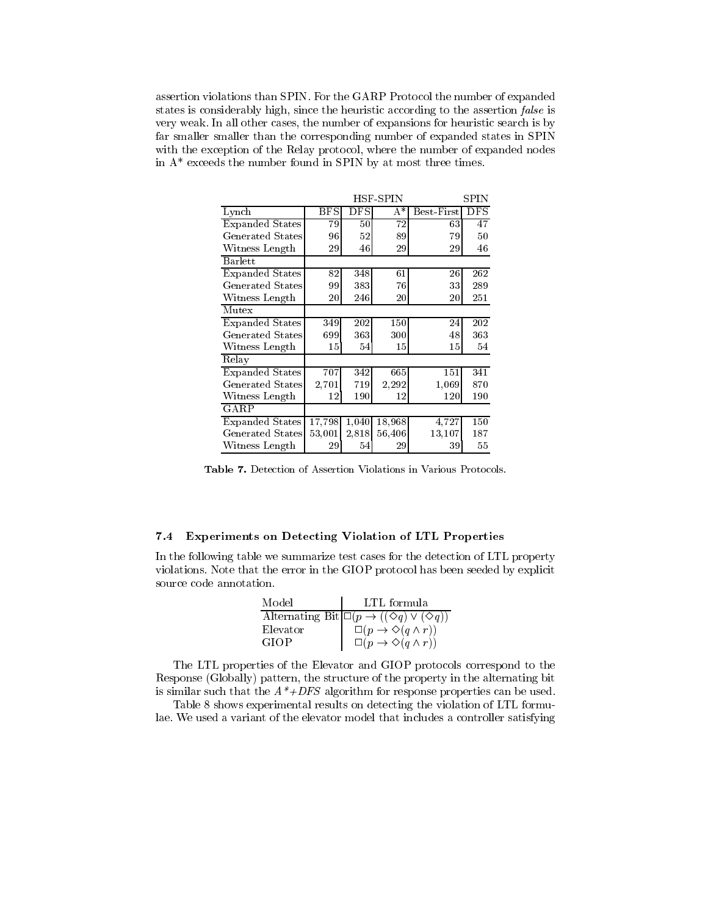assertion violations than SPIN. For the GARP Protocol the number of expanded states is considerably high, since the heuristic according to the assertion *false* is very weak. In all other cases, the number of expansions for heuristic search is by far smaller smaller than the corresponding number of expanded states in SPIN with the exception of the Relay protocol, where the number of expanded nodes in A* exceeds the number found in SPIN by at most three times.

| | HSF-SPIN | | | | SPIN |
|---|---|---|---|---|---|
| Lynch | BFS | DFS | A* | Best-First | DFS |
| Expanded States | 79 | 50 | 72 | 63 | 47 |
| Generated States | 96 | 52 | 89 | 79 | 50 |
| Witness Length | 29 | 46 | 29 | 29 | 46 |
| Barlett | | | | | |
| Expanded States | 82 | 348 | 61 | 26 | 262 |
| Generated States | 99 | 383 | 76 | 33 | 289 |
| Witness Length | 20 | 246 | 20 | 20 | 251 |
| Mutex | | | | | |
| Expanded States | 349 | 202 | 150 | 24 | 202 |
| Generated States | 699 | 363 | 300 | 48 | 363 |
| Witness Length | 15 | 54 | 15 | 15 | 54 |
| Relay | | | | | |
| Expanded States | 707 | 342 | 665 | 151 | 341 |
| Generated States | 2,701 | 719 | 2,292 | 1,069 | 870 |
| Witness Length | 12 | 190 | 12 | 120 | 190 |
| GARP | | | | | |
| Expanded States | 17,798 | 1,040 | 18,968 | 4,727 | 150 |
| Generated States | 53,001 | 2,818 | 56,406 | 13,107 | 187 |
| Witness Length | 29 | 54 | 29 | 39 | 55 |

**Table 7.** Detection of Assertion Violations in Various Protocols.

### 7.4 Experiments on Detecting Violation of LTL Properties

In the following table we summarize test cases for the detection of LTL property violations. Note that the error in the GIOP protocol has been seeded by explicit source code annotation.

| Model | LTL formula |
|---|---|
| Alternating Bit | $\Box(p \rightarrow ((\Diamond q) \vee (\Diamond q))$ |
| Elevator | $\Box(p \rightarrow \Diamond(q \wedge r))$ |
| GIOP | $\Box(p \rightarrow \Diamond(q \wedge r))$ |

The LTL properties of the Elevator and GIOP protocols correspond to the Response (Globally) pattern, the structure of the property in the alternating bit is similar such that the *A*+DFS* algorithm for response properties can be used.

Table 8 shows experimental results on detecting the violation of LTL formulae. We used a variant of the elevator model that includes a controller satisfying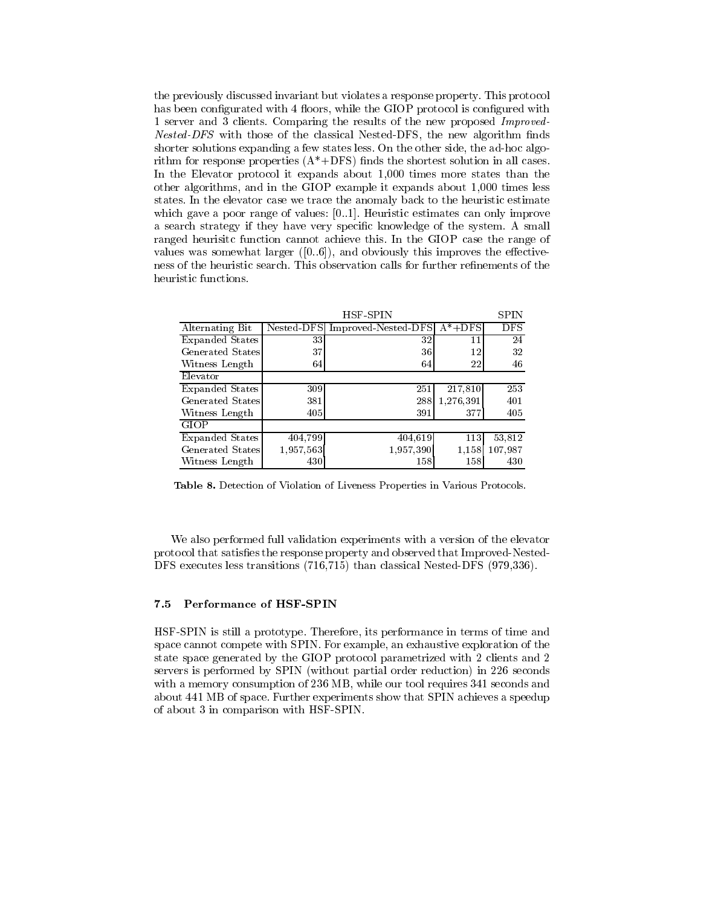the previously discussed invariant but violates a response property. This protocol has been configurated with 4 floors, while the GIOP protocol is configured with 1 server and 3 clients. Comparing the results of the new proposed *Improved-Nested-DFS* with those of the classical Nested-DFS, the new algorithm finds shorter solutions expanding a few states less. On the other side, the ad-hoc algorithm for response properties (A*+DFS) finds the shortest solution in all cases. In the Elevator protocol it expands about 1,000 times more states than the other algorithms, and in the GIOP example it expands about 1,000 times less states. In the elevator case we trace the anomaly back to the heuristic estimate which gave a poor range of values: [0..1]. Heuristic estimates can only improve a search strategy if they have very specific knowledge of the system. A small ranged heurisitc function cannot achieve this. In the GIOP case the range of values was somewhat larger ([0..6]), and obviously this improves the effectiveness of the heuristic search. This observation calls for further refinements of the heuristic functions.

| | HSF-SPIN | | | SPIN |
|---|---|---|---|---|
| Alternating Bit | Nested-DFS | Improved-Nested-DFS | A*+DFS | DFS |
| Expanded States | 33 | 32 | 11 | 24 |
| Generated States | 37 | 36 | 12 | 32 |
| Witness Length | 64 | 64 | 22 | 46 |
| Elevator | | | | |
| Expanded States | 309 | 251 | 217,810 | 253 |
| Generated States | 381 | 288 | 1,276,391 | 401 |
| Witness Length | 405 | 391 | 377 | 405 |
| GIOP | | | | |
| Expanded States | 404,799 | 404,619 | 113 | 53,812 |
| Generated States | 1,957,563 | 1,957,390 | 1,158 | 107,987 |
| Witness Length | 430 | 158 | 158 | 430 |

**Table 8.** Detection of Violation of Liveness Properties in Various Protocols.

We also performed full validation experiments with a version of the elevator protocol that satisfies the response property and observed that Improved-Nested-DFS executes less transitions (716,715) than classical Nested-DFS (979,336).

### 7.5 Performance of HSF-SPIN

HSF-SPIN is still a prototype. Therefore, its performance in terms of time and space cannot compete with SPIN. For example, an exhaustive exploration of the state space generated by the GIOP protocol parametrized with 2 clients and 2 servers is performed by SPIN (without partial order reduction) in 226 seconds with a memory consumption of 236 MB, while our tool requires 341 seconds and about 441 MB of space. Further experiments show that SPIN achieves a speedup of about 3 in comparison with HSF-SPIN.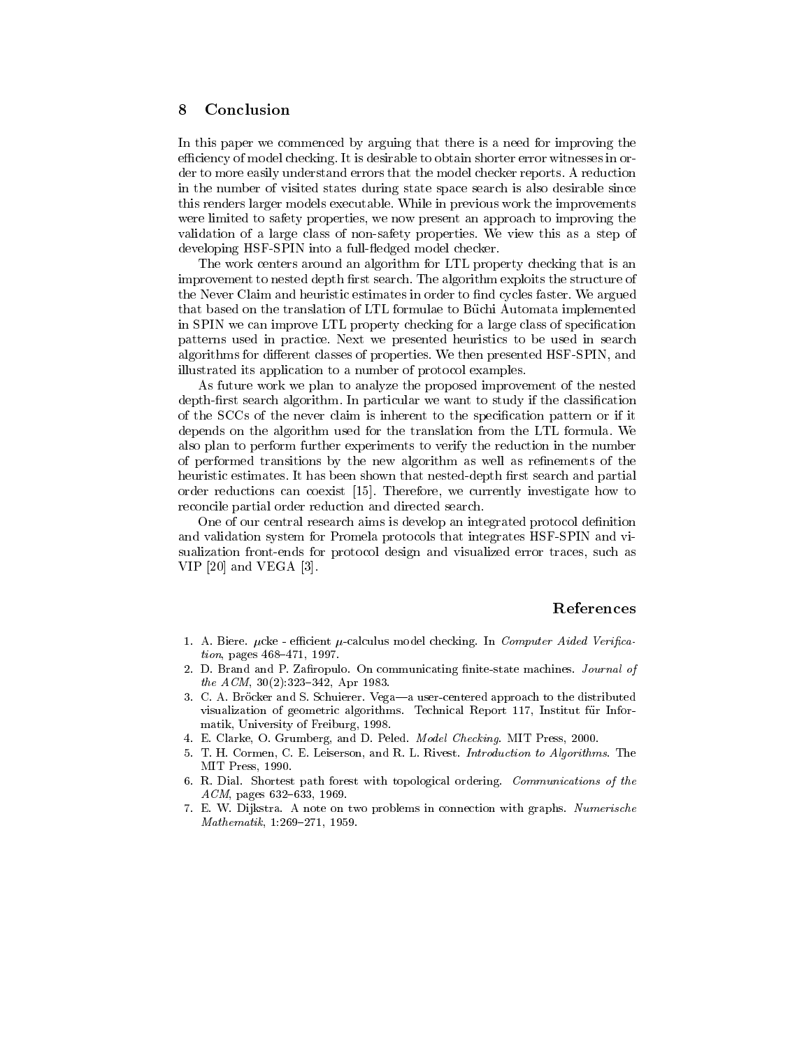## 8 Conclusion

In this paper we commenced by arguing that there is a need for improving the efficiency of model checking. It is desirable to obtain shorter error witnesses in order to more easily understand errors that the model checker reports. A reduction in the number of visited states during state space search is also desirable since this renders larger models executable. While in previous work the improvements were limited to safety properties, we now present an approach to improving the validation of a large class of non-safety properties. We view this as a step of developing HSF-SPIN into a full-fledged model checker.

The work centers around an algorithm for LTL property checking that is an improvement to nested depth first search. The algorithm exploits the structure of the Never Claim and heuristic estimates in order to find cycles faster. We argued that based on the translation of LTL formulae to Büchi Automata implemented in SPIN we can improve LTL property checking for a large class of specification patterns used in practice. Next we presented heuristics to be used in search algorithms for different classes of properties. We then presented HSF-SPIN, and illustrated its application to a number of protocol examples.

As future work we plan to analyze the proposed improvement of the nested depth-first search algorithm. In particular we want to study if the classification of the SCCs of the never claim is inherent to the specification pattern or if it depends on the algorithm used for the translation from the LTL formula. We also plan to perform further experiments to verify the reduction in the number of performed transitions by the new algorithm as well as refinements of the heuristic estimates. It has been shown that nested-depth first search and partial order reductions can coexist [15]. Therefore, we currently investigate how to reconcile partial order reduction and directed search.

One of our central research aims is develop an integrated protocol definition and validation system for Promela protocols that integrates HSF-SPIN and visualization front-ends for protocol design and visualized error traces, such as VIP [20] and VEGA [3].

## References

1. A. Biere. $\mu$cke - efficient $\mu$-calculus model checking. In *Computer Aided Verification*, pages 468–471, 1997.
2. D. Brand and P. Zafiropulo. On communicating finite-state machines. *Journal of the ACM*, 30(2):323–342, Apr 1983.
3. C. A. Bröcker and S. Schuierer. Vega—a user-centered approach to the distributed visualization of geometric algorithms. Technical Report 117, Institut für Informatik, University of Freiburg, 1998.
4. E. Clarke, O. Grumberg, and D. Peled. *Model Checking*. MIT Press, 2000.
5. T. H. Cormen, C. E. Leiserson, and R. L. Rivest. *Introduction to Algorithms*. The MIT Press, 1990.
6. R. Dial. Shortest path forest with topological ordering. *Communications of the ACM*, pages 632–633, 1969.
7. E. W. Dijkstra. A note on two problems in connection with graphs. *Numerische Mathematik*, 1:269–271, 1959.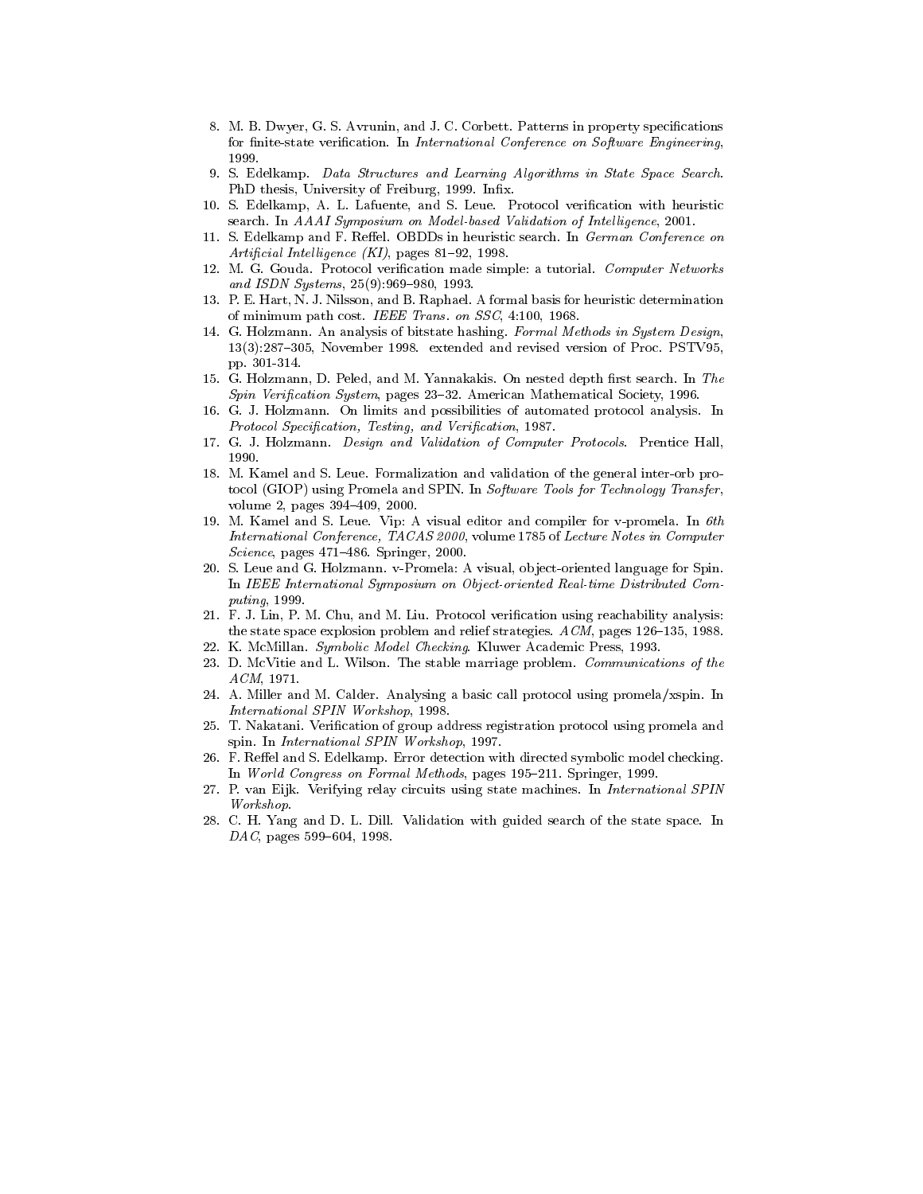8. M. B. Dwyer, G. S. Avrunin, and J. C. Corbett. Patterns in property specifications for finite-state verification. In *International Conference on Software Engineering*, 1999.
9. S. Edelkamp. *Data Structures and Learning Algorithms in State Space Search*. PhD thesis, University of Freiburg, 1999. Infix.
10. S. Edelkamp, A. L. Lafuente, and S. Leue. Protocol verification with heuristic search. In *AAAI Symposium on Model-based Validation of Intelligence*, 2001.
11. S. Edelkamp and F. Reffel. OBDDs in heuristic search. In *German Conference on Artificial Intelligence (KI)*, pages 81–92, 1998.
12. M. G. Gouda. Protocol verification made simple: a tutorial. *Computer Networks and ISDN Systems*, 25(9):969–980, 1993.
13. P. E. Hart, N. J. Nilsson, and B. Raphael. A formal basis for heuristic determination of minimum path cost. *IEEE Trans. on SSC*, 4:100, 1968.
14. G. Holzmann. An analysis of bitstate hashing. *Formal Methods in System Design*, 13(3):287–305, November 1998. extended and revised version of Proc. PSTV95, pp. 301-314.
15. G. Holzmann, D. Peled, and M. Yannakakis. On nested depth first search. In *The Spin Verification System*, pages 23–32. American Mathematical Society, 1996.
16. G. J. Holzmann. On limits and possibilities of automated protocol analysis. In *Protocol Specification, Testing, and Verification*, 1987.
17. G. J. Holzmann. *Design and Validation of Computer Protocols*. Prentice Hall, 1990.
18. M. Kamel and S. Leue. Formalization and validation of the general inter-orb protocol (GIOP) using Promela and SPIN. In *Software Tools for Technology Transfer*, volume 2, pages 394–409, 2000.
19. M. Kamel and S. Leue. Vip: A visual editor and compiler for v-promela. In *6th International Conference, TACAS 2000*, volume 1785 of *Lecture Notes in Computer Science*, pages 471–486. Springer, 2000.
20. S. Leue and G. Holzmann. v-Promela: A visual, object-oriented language for Spin. In *IEEE International Symposium on Object-oriented Real-time Distributed Computing*, 1999.
21. F. J. Lin, P. M. Chu, and M. Liu. Protocol verification using reachability analysis: the state space explosion problem and relief strategies. *ACM*, pages 126–135, 1988.
22. K. McMillan. *Symbolic Model Checking*. Kluwer Academic Press, 1993.
23. D. McVitie and L. Wilson. The stable marriage problem. *Communications of the ACM*, 1971.
24. A. Miller and M. Calder. Analysing a basic call protocol using promela/xspin. In *International SPIN Workshop*, 1998.
25. T. Nakatani. Verification of group address registration protocol using promela and spin. In *International SPIN Workshop*, 1997.
26. F. Reffel and S. Edelkamp. Error detection with directed symbolic model checking. In *World Congress on Formal Methods*, pages 195–211. Springer, 1999.
27. P. van Eijk. Verifying relay circuits using state machines. In *International SPIN Workshop*.
28. C. H. Yang and D. L. Dill. Validation with guided search of the state space. In *DAC*, pages 599–604, 1998.